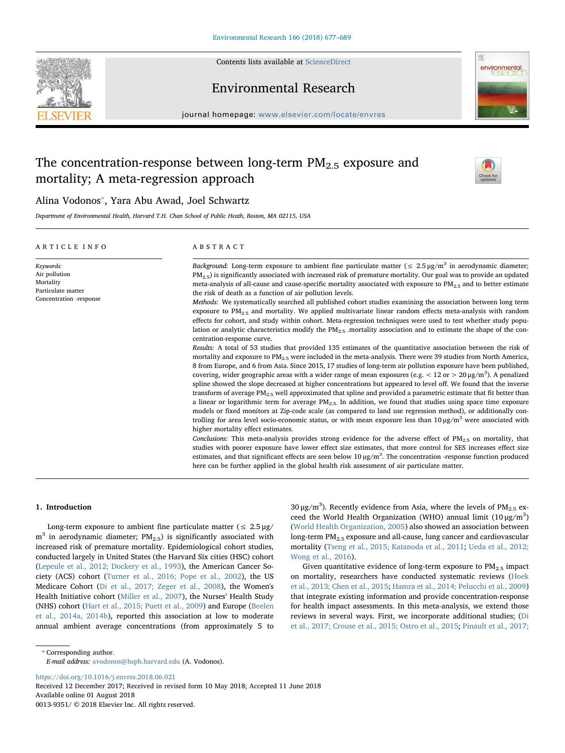# The concentration-response between long-term $PM_{2.5}$ exposure and mortality; A meta-regression approach

Alina Vodonos*, Yara Abu Awad, Joel Schwartz

*Department of Environmental Health, Harvard T.H. Chan School of Public Heath, Boston, MA 02115, USA*

## ARTICLE INFO

*Keywords:*
Air pollution
Mortality
Particulate matter
Concentration -response

## ABSTRACT

*Background:* Long-term exposure to ambient fine particulate matter (≤ 2.5 μg/m$^3$ in aerodynamic diameter; $PM_{2.5}$) is significantly associated with increased risk of premature mortality. Our goal was to provide an updated meta-analysis of all-cause and cause-specific mortality associated with exposure to $PM_{2.5}$ and to better estimate the risk of death as a function of air pollution levels.

*Methods:* We systematically searched all published cohort studies examining the association between long term exposure to $PM_{2.5}$ and mortality. We applied multivariate linear random effects meta-analysis with random effects for cohort, and study within cohort. Meta-regression techniques were used to test whether study population or analytic characteristics modify the $PM_{2.5}$ -mortality association and to estimate the shape of the concentration-response curve.

*Results:* A total of 53 studies that provided 135 estimates of the quantitative association between the risk of mortality and exposure to $PM_{2.5}$ were included in the meta-analysis. There were 39 studies from North America, 8 from Europe, and 6 from Asia. Since 2015, 17 studies of long-term air pollution exposure have been published, covering, wider geographic areas with a wider range of mean exposures (e.g. < 12 or > 20 μg/m$^3$). A penalized spline showed the slope decreased at higher concentrations but appeared to level off. We found that the inverse transform of average $PM_{2.5}$ well approximated that spline and provided a parametric estimate that fit better than a linear or logarithmic term for average $PM_{2.5}$. In addition, we found that studies using space time exposure models or fixed monitors at Zip-code scale (as compared to land use regression method), or additionally controlling for area level socio-economic status, or with mean exposure less than 10 μg/m$^3$ were associated with higher mortality effect estimates.

*Conclusions:* This meta-analysis provides strong evidence for the adverse effect of $PM_{2.5}$ on mortality, that studies with poorer exposure have lower effect size estimates, that more control for SES increases effect size estimates, and that significant effects are seen below 10 μg/m$^3$. The concentration -response function produced here can be further applied in the global health risk assessment of air particulate matter.

## 1. Introduction

Long-term exposure to ambient fine particulate matter (≤ 2.5 μg/m$^3$ in aerodynamic diameter; $PM_{2.5}$) is significantly associated with increased risk of premature mortality. Epidemiological cohort studies, conducted largely in United States (the Harvard Six cities (HSC) cohort (Lepeule et al., 2012; Dockery et al., 1993), the American Cancer Society (ACS) cohort (Turner et al., 2016; Pope et al., 2002), the US Medicare Cohort (Di et al., 2017; Zeger et al., 2008), the Women's Health Initiative cohort (Miller et al., 2007), the Nurses' Health Study (NHS) cohort (Hart et al., 2015; Puett et al., 2009) and Europe (Beelen et al., 2014a, 2014b), reported this association at low to moderate annual ambient average concentrations (from approximately 5 to 30 μg/m$^3$). Recently evidence from Asia, where the levels of $PM_{2.5}$ exceed the World Health Organization (WHO) annual limit (10 μg/m$^3$) (World Health Organization, 2005) also showed an association between long-term $PM_{2.5}$ exposure and all-cause, lung cancer and cardiovascular mortality (Tseng et al., 2015; Katanoda et al., 2011; Ueda et al., 2012; Wong et al., 2016).

Given quantitative evidence of long-term exposure to $PM_{2.5}$ impact on mortality, researchers have conducted systematic reviews (Hoek et al., 2013; Chen et al., 2015; Hamra et al., 2014; Pelucchi et al., 2009) that integrate existing information and provide concentration-response for health impact assessments. In this meta-analysis, we extend those reviews in several ways. First, we incorporate additional studies; (Di et al., 2017; Crouse et al., 2015; Ostro et al., 2015; Pinault et al., 2017;

* Corresponding author.
*E-mail address:* avodonos@hsph.harvard.edu (A. Vodonos).

https://doi.org/10.1016/j.envres.2018.06.021
Received 12 December 2017; Received in revised form 10 May 2018; Accepted 11 June 2018
Available online 01 August 2018
0013-9351/ © 2018 Elsevier Inc. All rights reserved.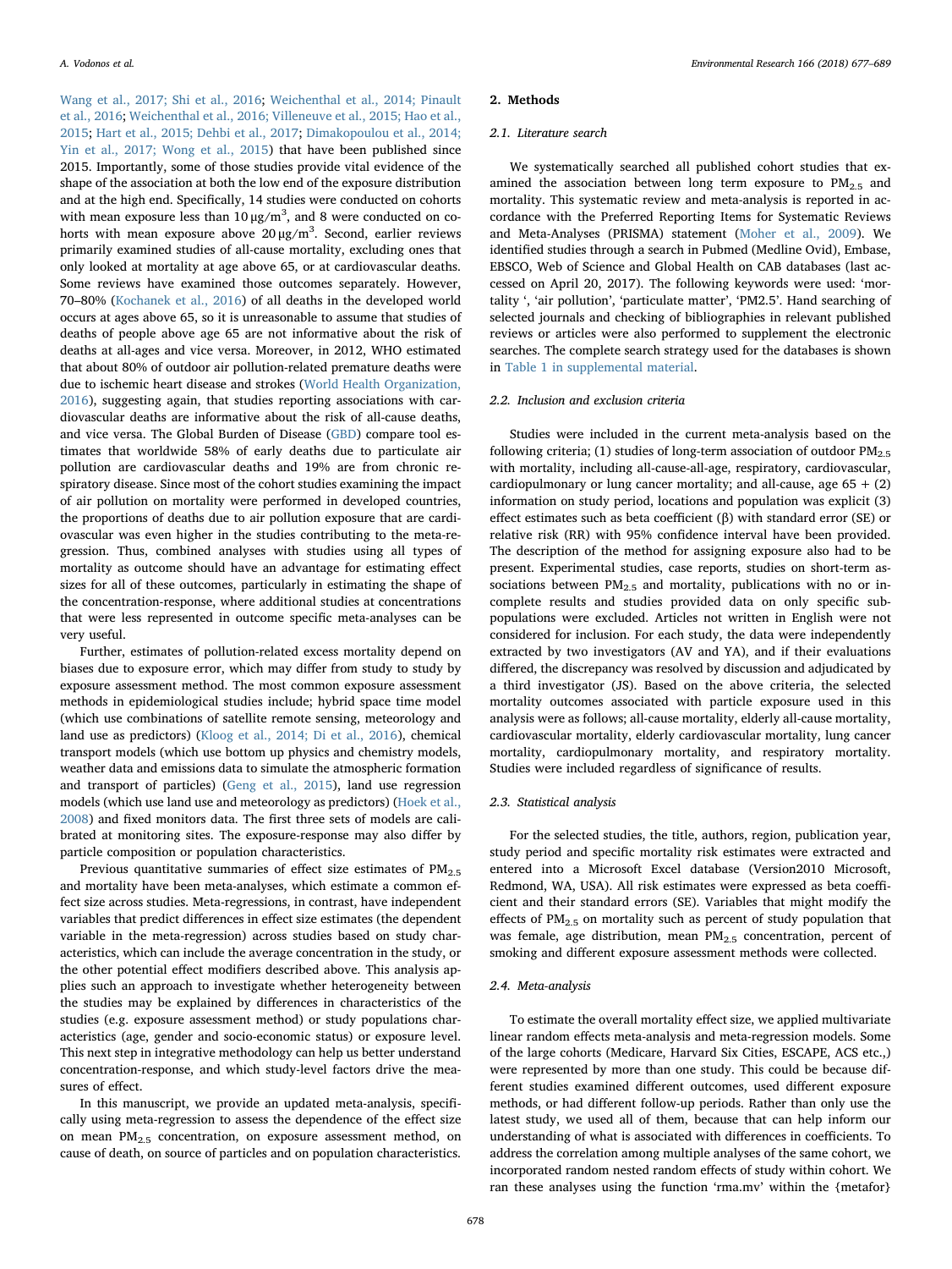Wang et al., 2017; Shi et al., 2016; Weichenthal et al., 2014; Pinault et al., 2016; Weichenthal et al., 2016; Villeneuve et al., 2015; Hao et al., 2015; Hart et al., 2015; Dehbi et al., 2017; Dimakopoulou et al., 2014; Yin et al., 2017; Wong et al., 2015) that have been published since 2015. Importantly, some of those studies provide vital evidence of the shape of the association at both the low end of the exposure distribution and at the high end. Specifically, 14 studies were conducted on cohorts with mean exposure less than 10 μg/m$^3$, and 8 were conducted on cohorts with mean exposure above 20 μg/m$^3$. Second, earlier reviews primarily examined studies of all-cause mortality, excluding ones that only looked at mortality at age above 65, or at cardiovascular deaths. Some reviews have examined those outcomes separately. However, 70–80% (Kochanek et al., 2016) of all deaths in the developed world occurs at ages above 65, so it is unreasonable to assume that studies of deaths of people above age 65 are not informative about the risk of deaths at all-ages and vice versa. Moreover, in 2012, WHO estimated that about 80% of outdoor air pollution-related premature deaths were due to ischemic heart disease and strokes (World Health Organization, 2016), suggesting again, that studies reporting associations with cardiovascular deaths are informative about the risk of all-cause deaths, and vice versa. The Global Burden of Disease (GBD) compare tool estimates that worldwide 58% of early deaths due to particulate air pollution are cardiovascular deaths and 19% are from chronic respiratory disease. Since most of the cohort studies examining the impact of air pollution on mortality were performed in developed countries, the proportions of deaths due to air pollution exposure that are cardiovascular was even higher in the studies contributing to the meta-regression. Thus, combined analyses with studies using all types of mortality as outcome should have an advantage for estimating effect sizes for all of these outcomes, particularly in estimating the shape of the concentration-response, where additional studies at concentrations that were less represented in outcome specific meta-analyses can be very useful.

Further, estimates of pollution-related excess mortality depend on biases due to exposure error, which may differ from study to study by exposure assessment method. The most common exposure assessment methods in epidemiological studies include; hybrid space time model (which use combinations of satellite remote sensing, meteorology and land use as predictors) (Kloog et al., 2014; Di et al., 2016), chemical transport models (which use bottom up physics and chemistry models, weather data and emissions data to simulate the atmospheric formation and transport of particles) (Geng et al., 2015), land use regression models (which use land use and meteorology as predictors) (Hoek et al., 2008) and fixed monitors data. The first three sets of models are calibrated at monitoring sites. The exposure-response may also differ by particle composition or population characteristics.

Previous quantitative summaries of effect size estimates of $PM_{2.5}$ and mortality have been meta-analyses, which estimate a common effect size across studies. Meta-regressions, in contrast, have independent variables that predict differences in effect size estimates (the dependent variable in the meta-regression) across studies based on study characteristics, which can include the average concentration in the study, or the other potential effect modifiers described above. This analysis applies such an approach to investigate whether heterogeneity between the studies may be explained by differences in characteristics of the studies (e.g. exposure assessment method) or study populations characteristics (age, gender and socio-economic status) or exposure level. This next step in integrative methodology can help us better understand concentration-response, and which study-level factors drive the measures of effect.

In this manuscript, we provide an updated meta-analysis, specifically using meta-regression to assess the dependence of the effect size on mean $PM_{2.5}$ concentration, on exposure assessment method, on cause of death, on source of particles and on population characteristics.

## 2. Methods

### 2.1. Literature search

We systematically searched all published cohort studies that examined the association between long term exposure to $PM_{2.5}$ and mortality. This systematic review and meta-analysis is reported in accordance with the Preferred Reporting Items for Systematic Reviews and Meta-Analyses (PRISMA) statement (Moher et al., 2009). We identified studies through a search in Pubmed (Medline Ovid), Embase, EBSCO, Web of Science and Global Health on CAB databases (last accessed on April 20, 2017). The following keywords were used: 'mortality ', 'air pollution', 'particulate matter', 'PM2.5'. Hand searching of selected journals and checking of bibliographies in relevant published reviews or articles were also performed to supplement the electronic searches. The complete search strategy used for the databases is shown in Table 1 in supplemental material.

### 2.2. Inclusion and exclusion criteria

Studies were included in the current meta-analysis based on the following criteria; (1) studies of long-term association of outdoor $PM_{2.5}$ with mortality, including all-cause-all-age, respiratory, cardiovascular, cardiopulmonary or lung cancer mortality; and all-cause, age 65 + (2) information on study period, locations and population was explicit (3) effect estimates such as beta coefficient (β) with standard error (SE) or relative risk (RR) with 95% confidence interval have been provided. The description of the method for assigning exposure also had to be present. Experimental studies, case reports, studies on short-term associations between $PM_{2.5}$ and mortality, publications with no or incomplete results and studies provided data on only specific subpopulations were excluded. Articles not written in English were not considered for inclusion. For each study, the data were independently extracted by two investigators (AV and YA), and if their evaluations differed, the discrepancy was resolved by discussion and adjudicated by a third investigator (JS). Based on the above criteria, the selected mortality outcomes associated with particle exposure used in this analysis were as follows; all-cause mortality, elderly all-cause mortality, cardiovascular mortality, elderly cardiovascular mortality, lung cancer mortality, cardiopulmonary mortality, and respiratory mortality. Studies were included regardless of significance of results.

### 2.3. Statistical analysis

For the selected studies, the title, authors, region, publication year, study period and specific mortality risk estimates were extracted and entered into a Microsoft Excel database (Version2010 Microsoft, Redmond, WA, USA). All risk estimates were expressed as beta coefficient and their standard errors (SE). Variables that might modify the effects of $PM_{2.5}$ on mortality such as percent of study population that was female, age distribution, mean $PM_{2.5}$ concentration, percent of smoking and different exposure assessment methods were collected.

### 2.4. Meta-analysis

To estimate the overall mortality effect size, we applied multivariate linear random effects meta-analysis and meta-regression models. Some of the large cohorts (Medicare, Harvard Six Cities, ESCAPE, ACS etc.,) were represented by more than one study. This could be because different studies examined different outcomes, used different exposure methods, or had different follow-up periods. Rather than only use the latest study, we used all of them, because that can help inform our understanding of what is associated with differences in coefficients. To address the correlation among multiple analyses of the same cohort, we incorporated random nested random effects of study within cohort. We ran these analyses using the function 'rma.mv' within the {metafor}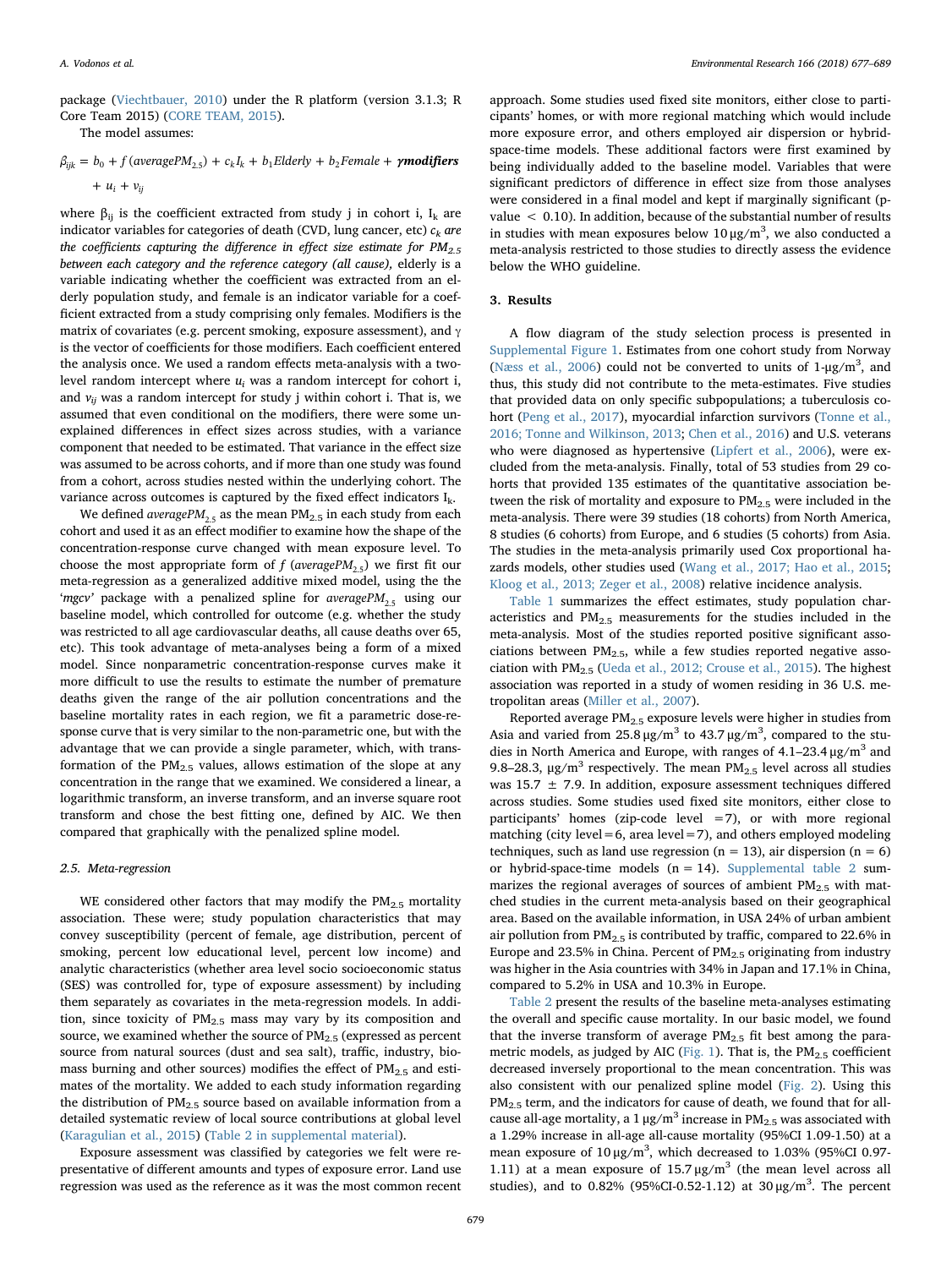package (Viechtbauer, 2010) under the R platform (version 3.1.3; R Core Team 2015) (CORE TEAM, 2015).

The model assumes:

$$\beta_{ijk} = b_0 + f\,(averagePM_{2.5}) + c_k I_k + b_1 Elderly + b_2 Female + \boldsymbol{\gamma modifiers} + u_i + v_{ij}$$

where $\beta_{ij}$ is the coefficient extracted from study j in cohort i, $I_k$ are indicator variables for categories of death (CVD, lung cancer, etc) *$c_k$ are the coefficients capturing the difference in effect size estimate for $PM_{2.5}$ between each category and the reference category (all cause)*, elderly is a variable indicating whether the coefficient was extracted from an elderly population study, and female is an indicator variable for a coefficient extracted from a study comprising only females. Modifiers is the matrix of covariates (e.g. percent smoking, exposure assessment), and $\gamma$ is the vector of coefficients for those modifiers. Each coefficient entered the analysis once. We used a random effects meta-analysis with a two-level random intercept where $u_i$ was a random intercept for cohort i, and $v_{ij}$ was a random intercept for study j within cohort i. That is, we assumed that even conditional on the modifiers, there were some unexplained differences in effect sizes across studies, with a variance component that needed to be estimated. That variance in the effect size was assumed to be across cohorts, and if more than one study was found from a cohort, across studies nested within the underlying cohort. The variance across outcomes is captured by the fixed effect indicators $I_k$.

We defined *$averagePM_{2.5}$* as the mean $PM_{2.5}$ in each study from each cohort and used it as an effect modifier to examine how the shape of the concentration-response curve changed with mean exposure level. To choose the most appropriate form of *f* (*$averagePM_{2.5}$*) we first fit our meta-regression as a generalized additive mixed model, using the the '*mgcv*' package with a penalized spline for *$averagePM_{2.5}$* using our baseline model, which controlled for outcome (e.g. whether the study was restricted to all age cardiovascular deaths, all cause deaths over 65, etc). This took advantage of meta-analyses being a form of a mixed model. Since nonparametric concentration-response curves make it more difficult to use the results to estimate the number of premature deaths given the range of the air pollution concentrations and the baseline mortality rates in each region, we fit a parametric dose-response curve that is very similar to the non-parametric one, but with the advantage that we can provide a single parameter, which, with transformation of the $PM_{2.5}$ values, allows estimation of the slope at any concentration in the range that we examined. We considered a linear, a logarithmic transform, an inverse transform, and an inverse square root transform and chose the best fitting one, defined by AIC. We then compared that graphically with the penalized spline model.

### 2.5. Meta-regression

WE considered other factors that may modify the $PM_{2.5}$ mortality association. These were; study population characteristics that may convey susceptibility (percent of female, age distribution, percent of smoking, percent low educational level, percent low income) and analytic characteristics (whether area level socio socioeconomic status (SES) was controlled for, type of exposure assessment) by including them separately as covariates in the meta-regression models. In addition, since toxicity of $PM_{2.5}$ mass may vary by its composition and source, we examined whether the source of $PM_{2.5}$ (expressed as percent source from natural sources (dust and sea salt), traffic, industry, biomass burning and other sources) modifies the effect of $PM_{2.5}$ and estimates of the mortality. We added to each study information regarding the distribution of $PM_{2.5}$ source based on available information from a detailed systematic review of local source contributions at global level (Karagulian et al., 2015) (Table 2 in supplemental material).

Exposure assessment was classified by categories we felt were representative of different amounts and types of exposure error. Land use regression was used as the reference as it was the most common recent approach. Some studies used fixed site monitors, either close to participants' homes, or with more regional matching which would include more exposure error, and others employed air dispersion or hybrid-space-time models. These additional factors were first examined by being individually added to the baseline model. Variables that were significant predictors of difference in effect size from those analyses were considered in a final model and kept if marginally significant (p-value $< 0.10$). In addition, because of the substantial number of results in studies with mean exposures below $10\,\mu g/m^3$, we also conducted a meta-analysis restricted to those studies to directly assess the evidence below the WHO guideline.

## 3. Results

A flow diagram of the study selection process is presented in Supplemental Figure 1. Estimates from one cohort study from Norway (Næss et al., 2006) could not be converted to units of $1\text{-}\mu g/m^3$, and thus, this study did not contribute to the meta-estimates. Five studies that provided data on only specific subpopulations; a tuberculosis cohort (Peng et al., 2017), myocardial infarction survivors (Tonne et al., 2016; Tonne and Wilkinson, 2013; Chen et al., 2016) and U.S. veterans who were diagnosed as hypertensive (Lipfert et al., 2006), were excluded from the meta-analysis. Finally, total of 53 studies from 29 cohorts that provided 135 estimates of the quantitative association between the risk of mortality and exposure to $PM_{2.5}$ were included in the meta-analysis. There were 39 studies (18 cohorts) from North America, 8 studies (6 cohorts) from Europe, and 6 studies (5 cohorts) from Asia. The studies in the meta-analysis primarily used Cox proportional hazards models, other studies used (Wang et al., 2017; Hao et al., 2015; Kloog et al., 2013; Zeger et al., 2008) relative incidence analysis.

Table 1 summarizes the effect estimates, study population characteristics and $PM_{2.5}$ measurements for the studies included in the meta-analysis. Most of the studies reported positive significant associations between $PM_{2.5}$, while a few studies reported negative association with $PM_{2.5}$ (Ueda et al., 2012; Crouse et al., 2015). The highest association was reported in a study of women residing in 36 U.S. metropolitan areas (Miller et al., 2007).

Reported average $PM_{2.5}$ exposure levels were higher in studies from Asia and varied from $25.8\,\mu g/m^3$ to $43.7\,\mu g/m^3$, compared to the studies in North America and Europe, with ranges of $4.1\text{–}23.4\,\mu g/m^3$ and $9.8\text{–}28.3$, $\mu g/m^3$ respectively. The mean $PM_{2.5}$ level across all studies was $15.7 \pm 7.9$. In addition, exposure assessment techniques differed across studies. Some studies used fixed site monitors, either close to participants' homes (zip-code level $=7$), or with more regional matching (city level$=6$, area level$=7$), and others employed modeling techniques, such as land use regression ($n = 13$), air dispersion ($n = 6$) or hybrid-space-time models ($n = 14$). Supplemental table 2 summarizes the regional averages of sources of ambient $PM_{2.5}$ with matched studies in the current meta-analysis based on their geographical area. Based on the available information, in USA 24% of urban ambient air pollution from $PM_{2.5}$ is contributed by traffic, compared to 22.6% in Europe and 23.5% in China. Percent of $PM_{2.5}$ originating from industry was higher in the Asia countries with 34% in Japan and 17.1% in China, compared to 5.2% in USA and 10.3% in Europe.

Table 2 present the results of the baseline meta-analyses estimating the overall and specific cause mortality. In our basic model, we found that the inverse transform of average $PM_{2.5}$ fit best among the parametric models, as judged by AIC (Fig. 1). That is, the $PM_{2.5}$ coefficient decreased inversely proportional to the mean concentration. This was also consistent with our penalized spline model (Fig. 2). Using this $PM_{2.5}$ term, and the indicators for cause of death, we found that for all-cause all-age mortality, a $1\,\mu g/m^3$ increase in $PM_{2.5}$ was associated with a 1.29% increase in all-age all-cause mortality (95%CI 1.09-1.50) at a mean exposure of $10\,\mu g/m^3$, which decreased to 1.03% (95%CI 0.97-1.11) at a mean exposure of $15.7\,\mu g/m^3$ (the mean level across all studies), and to 0.82% (95%CI-0.52-1.12) at $30\,\mu g/m^3$. The percent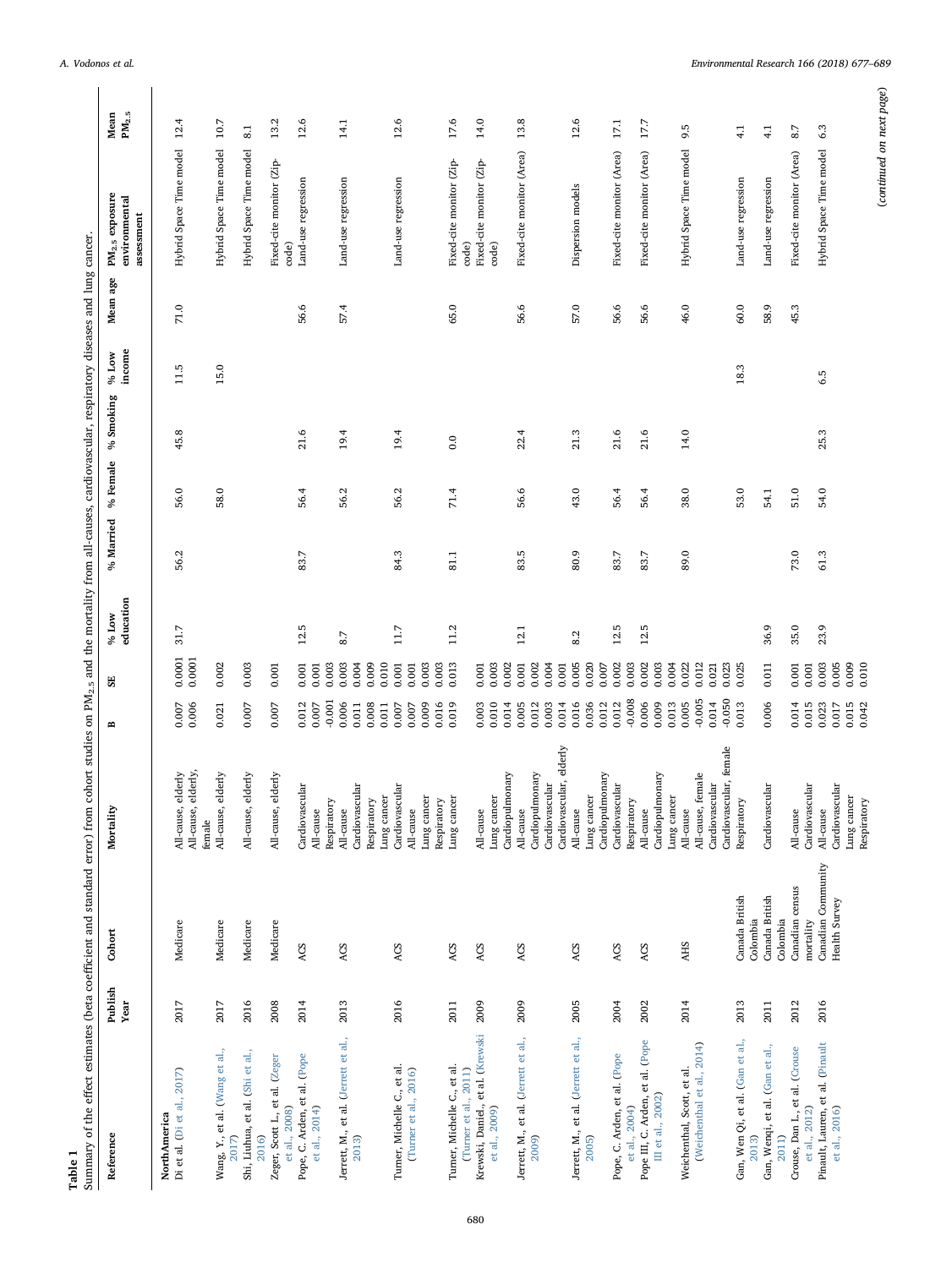**Table 1**

Summary of the effect estimates (beta coefficient and standard error) from cohort studies on $PM_{2.5}$ and the mortality from all-causes, cardiovascular, respiratory diseases and lung cancer.

| Reference | Publish Year | Cohort | Mortality | B | SE | % Low education | % Married | % Female | % Smoking | % Low income | Mean age | $PM_{2.5}$ exposure environmental assessment | Mean $PM_{2.5}$ |
|---|---|---|---|---|---|---|---|---|---|---|---|---|---|
| **NorthAmerica** | | | | | | | | | | | | | |
| Di et al. (Di et al., 2017) | 2017 | Medicare | All-cause, elderly | 0.007 | 0.0001 | 31.7 | 56.2 | 56.0 | 45.8 | 11.5 | 71.0 | Hybrid Space Time model | 12.4 |
| | | | All-cause, elderly, female | 0.006 | 0.0001 | | | | | | | | |
| Wang, Y., et al. (Wang et al., 2017) | 2017 | Medicare | All-cause, elderly | 0.021 | 0.002 | | | 58.0 | | 15.0 | | Hybrid Space Time model | 10.7 |
| Shi, Liuhua, et al. (Shi et al., 2016) | 2016 | Medicare | All-cause, elderly | 0.007 | 0.003 | | | | | | | Hybrid Space Time model | 8.1 |
| Zeger, Scott L., et al. (Zeger et al., 2008) | 2008 | Medicare | All-cause, elderly | 0.007 | 0.001 | | | | | | | Fixed-cite monitor (Zip-code) | 13.2 |
| Pope, C. Arden, et al. (Pope et al., 2014) | 2014 | ACS | Cardiovascular | 0.012 | 0.001 | 12.5 | 83.7 | 56.4 | 21.6 | | 56.6 | Land-use regression | 12.6 |
| | | | All-cause | 0.007 | 0.001 | | | | | | | | |
| | | | Respiratory | -0.001 | 0.003 | | | | | | | | |
| Jerrett, M., et al. (Jerrett et al., 2013) | 2013 | ACS | All-cause | 0.006 | 0.003 | 8.7 | | 56.2 | 19.4 | | 57.4 | Land-use regression | 14.1 |
| | | | Cardiovascular | 0.011 | 0.004 | | | | | | | | |
| | | | Respiratory | 0.008 | 0.009 | | | | | | | | |
| | | | Lung cancer | 0.011 | 0.010 | | | | | | | | |
| Turner, Michelle C., et al. (Turner et al., 2016) | 2016 | ACS | Cardiovascular | 0.007 | 0.001 | 11.7 | 84.3 | 56.2 | 19.4 | | | Land-use regression | 12.6 |
| | | | All-cause | 0.007 | 0.001 | | | | | | | | |
| | | | Lung cancer | 0.009 | 0.003 | | | | | | | | |
| | | | Respiratory | 0.016 | 0.003 | | | | | | | | |
| Turner, Michelle C., et al. (Turner et al., 2011) | 2011 | ACS | Lung cancer | 0.019 | 0.013 | 11.2 | 81.1 | 71.4 | 0.0 | | 65.0 | Fixed-cite monitor (Zip-code) | 17.6 |
| Krewski, Daniel., et al. (Krewski et al., 2009) | 2009 | ACS | All-cause | 0.003 | 0.001 | | | | | | | Fixed-cite monitor (Zip-code) | 14.0 |
| | | | Lung cancer | 0.010 | 0.003 | | | | | | | | |
| | | | Cardiopulmonary | 0.014 | 0.002 | | | | | | | | |
| Jerrett, M., et al. (Jerrett et al., 2009) | 2009 | ACS | All-cause | 0.005 | 0.001 | 12.1 | 83.5 | 56.6 | 22.4 | | 56.6 | Fixed-cite monitor (Area) | 13.8 |
| | | | Cardiopulmonary | 0.012 | 0.002 | | | | | | | | |
| | | | Cardiovascular | 0.003 | 0.004 | | | | | | | | |
| | | | Cardiovascular, elderly | 0.014 | 0.001 | | | | | | | | |
| Jerrett, M., et al. (Jerrett et al., 2005) | 2005 | ACS | All-cause | 0.016 | 0.005 | 8.2 | 80.9 | 43.0 | 21.3 | | 57.0 | Dispersion models | 12.6 |
| | | | Lung cancer | 0.036 | 0.020 | | | | | | | | |
| | | | Cardiopulmonary | 0.012 | 0.007 | | | | | | | | |
| Pope, C. Arden, et al. (Pope et al., 2004) | 2004 | ACS | Cardiovascular | 0.012 | 0.002 | 12.5 | 83.7 | 56.4 | 21.6 | | 56.6 | Fixed-cite monitor (Area) | 17.1 |
| | | | Respiratory | -0.008 | 0.003 | | | | | | | | |
| Pope III, C. Arden, et al. (Pope III et al., 2002) | 2002 | ACS | All-cause | 0.006 | 0.002 | 12.5 | 83.7 | 56.4 | 21.6 | | 56.6 | Fixed-cite monitor (Area) | 17.7 |
| | | | Cardiopulmonary | 0.009 | 0.003 | | | | | | | | |
| | | | Lung cancer | 0.013 | 0.004 | | | | | | | | |
| Weichenthal, Scott, et al. (Weichenthal et al., 2014) | 2014 | AHS | All-cause | 0.005 | 0.022 | | 89.0 | 38.0 | 14.0 | | 46.0 | Hybrid Space Time model | 9.5 |
| | | | All-cause, female | -0.005 | 0.012 | | | | | | | | |
| | | | Cardiovascular | 0.014 | 0.021 | | | | | | | | |
| | | | Cardiovascular, female | -0.050 | 0.023 | | | | | | | | |
| Gan, Wen Qi, et al. (Gan et al., 2013) | 2013 | Canada British Colombia | Respiratory | 0.013 | 0.025 | | | 53.0 | | 18.3 | 60.0 | Land-use regression | 4.1 |
| Gan, Wenqi, et al. (Gan et al., 2011) | 2011 | Canada British Colombia | Cardiovascular | 0.006 | 0.011 | 36.9 | | 54.1 | | | 58.9 | Land-use regression | 4.1 |
| Crouse, Dan L., et al. (Crouse et al., 2012) | 2012 | Canadian census mortality | All-cause | 0.014 | 0.001 | 35.0 | 73.0 | 51.0 | | | 45.3 | Fixed-cite monitor (Area) | 8.7 |
| | | | Cardiovascular | 0.015 | 0.001 | | | | | | | | |
| Pinault, Lauren, et al. (Pinault et al., 2016) | 2016 | Canadian Community Health Survey | All-cause | 0.023 | 0.003 | 23.9 | 61.3 | 54.0 | 25.3 | 6.5 | | Hybrid Space Time model | 6.3 |
| | | | Cardiovascular | 0.017 | 0.005 | | | | | | | | |
| | | | Lung cancer | 0.015 | 0.009 | | | | | | | | |
| | | | Respiratory | 0.042 | 0.010 | | | | | | | | |

(continued on next page)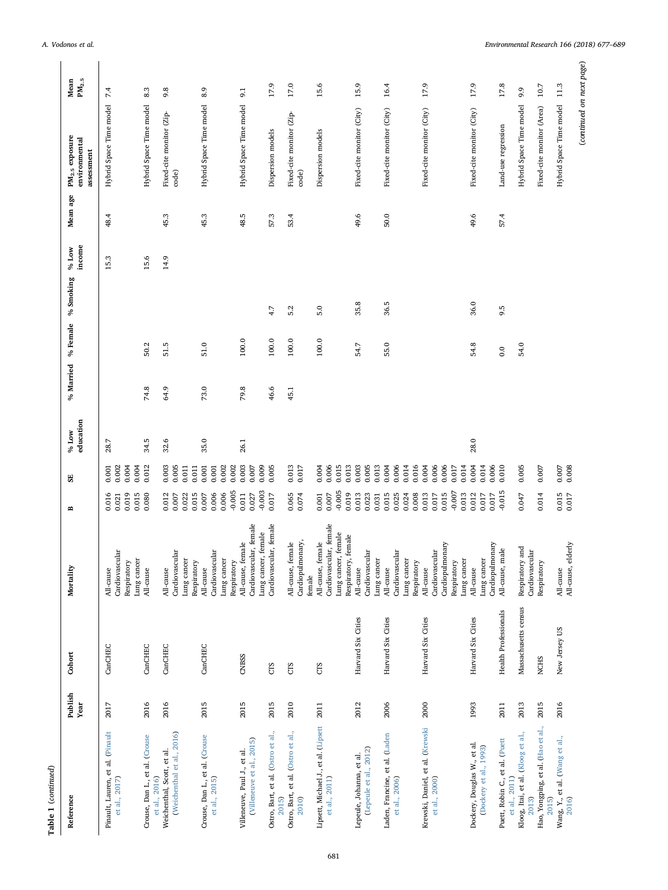**Table 1** (*continued*)

| Reference | Publish Year | Cohort | Mortality | B | SE | % Low education | % Married | % Female | % Smoking | % Low income | Mean age | $PM_{2.5}$ exposure environmental assessment | Mean $PM_{2.5}$ |
|---|---|---|---|---|---|---|---|---|---|---|---|---|---|
| Pinault, Lauren, et al. (Pinault et al., 2017) | 2017 | CanCHEC | All-cause | 0.016 | 0.001 | 28.7 | | | | 15.3 | 48.4 | Hybrid Space Time model | 7.4 |
| | | | Cardiovascular | 0.021 | 0.002 | | | | | | | | |
| | | | Respiratory | 0.019 | 0.004 | | | | | | | | |
| | | | Lung cancer | 0.015 | 0.004 | | | | | | | | |
| Crouse, Dan L., et al. (Crouse et al., 2016) | 2016 | CanCHEC | All-cause | 0.080 | 0.012 | 34.5 | 74.8 | 50.2 | | 15.6 | | Hybrid Space Time model | 8.3 |
| Weichenthal, Scott, et al. (Weichenthal et al., 2016) | 2016 | CanCHEC | All-cause | 0.012 | 0.003 | 32.6 | 64.9 | 51.5 | | 14.9 | 45.3 | Fixed-cite monitor (Zip-code) | 9.8 |
| | | | Cardiovascular | 0.007 | 0.005 | | | | | | | | |
| | | | Lung cancer | 0.022 | 0.011 | | | | | | | | |
| | | | Respiratory | 0.015 | 0.011 | | | | | | | | |
| Crouse, Dan L., et al. (Crouse et al., 2015) | 2015 | CanCHEC | All-cause | 0.007 | 0.001 | 35.0 | 73.0 | 51.0 | | | 45.3 | Hybrid Space Time model | 8.9 |
| | | | Cardiovascular | 0.006 | 0.001 | | | | | | | | |
| | | | Lung cancer | 0.006 | 0.002 | | | | | | | | |
| | | | Respiratory | -0.005 | 0.002 | | | | | | | | |
| Villeneuve, Paul J., et al. (Villeneuve et al., 2015) | 2015 | CNBSS | All-cause, female | 0.011 | 0.003 | 26.1 | 79.8 | 100.0 | | | 48.5 | Hybrid Space Time model | 9.1 |
| | | | Cardiovascular, female | 0.027 | 0.007 | | | | | | | | |
| | | | Lung cancer, female | -0.003 | 0.009 | | | | | | | | |
| Ostro, Bart, et al. (Ostro et al., 2015) | 2015 | CTS | Cardiovascular, female | 0.017 | 0.005 | | 46.6 | 100.0 | 4.7 | | 57.3 | Dispersion models | 17.9 |
| Ostro, Bart, et al. (Ostro et al., 2010) | 2010 | CTS | All-cause, female | 0.065 | 0.013 | | 45.1 | 100.0 | 5.2 | | 53.4 | Fixed-cite monitor (Zip-code) | 17.0 |
| | | | Cardiopulmonary, female | 0.074 | 0.017 | | | | | | | | |
| Lipsett, Michael J., et al. (Lipsett et al., 2011) | 2011 | CTS | All-cause, female | 0.001 | 0.004 | | | 100.0 | 5.0 | | | Dispersion models | 15.6 |
| | | | Cardiovascular, female | 0.007 | 0.006 | | | | | | | | |
| | | | Lung cancer, female | -0.005 | 0.015 | | | | | | | | |
| | | | Respiratory, female | 0.019 | 0.013 | | | | | | | | |
| Lepeule, Johanna, et al. (Lepeule et al., 2012) | 2012 | Harvard Six Cities | All-cause | 0.013 | 0.003 | | | 54.7 | 35.8 | | 49.6 | Fixed-cite monitor (City) | 15.9 |
| | | | Cardiovascular | 0.023 | 0.005 | | | | | | | | |
| | | | Lung cancer | 0.031 | 0.013 | | | | | | | | |
| Laden, Francine, et al. (Laden et al., 2006) | 2006 | Harvard Six Cities | All-cause | 0.015 | 0.004 | | | 55.0 | 36.5 | | 50.0 | Fixed-cite monitor (City) | 16.4 |
| | | | Cardiovascular | 0.025 | 0.006 | | | | | | | | |
| | | | Lung cancer | 0.024 | 0.014 | | | | | | | | |
| | | | Respiratory | 0.008 | 0.016 | | | | | | | | |
| Krewski, Daniel, et al. (Krewski et al., 2000) | 2000 | Harvard Six Cities | All-cause | 0.013 | 0.004 | | | | | | | Fixed-cite monitor (City) | 17.9 |
| | | | Cardiovascular | 0.017 | 0.006 | | | | | | | | |
| | | | Cardiopulmonary | 0.015 | 0.006 | | | | | | | | |
| | | | Respiratory | -0.007 | 0.017 | | | | | | | | |
| | | | Lung cancer | 0.013 | 0.014 | | | | | | | | |
| Dockery, Douglas W., et al. (Dockery et al., 1993) | 1993 | Harvard Six Cities | All-cause | 0.012 | 0.004 | 28.0 | | 54.8 | 36.0 | | 49.6 | Fixed-cite monitor (City) | 17.9 |
| | | | Lung cancer | 0.017 | 0.014 | | | | | | | | |
| | | | Cardiopulmonary | 0.017 | 0.006 | | | | | | | | |
| Puett, Robin C., et al. (Puett et al., 2011) | 2011 | Health Professionals | All-cause, male | -0.015 | 0.010 | | | 0.0 | 9.5 | | 57.4 | Land-use regression | 17.8 |
| Kloog, Itai, et al. (Kloog et al., 2013) | 2013 | Massachusetts census | Respiratory and Cardiovascular | 0.047 | 0.005 | | | 54.0 | | | | Hybrid Space Time model | 9.9 |
| Hao, Yongping, et al. (Hao et al., 2015) | 2015 | NCHS | Respiratory | 0.014 | 0.007 | | | | | | | Fixed-cite monitor (Area) | 10.7 |
| Wang, Y., et al. (Wang et al., 2016) | 2016 | New Jersey US | All-cause | 0.015 | 0.007 | | | | | | | Hybrid Space Time model | 11.3 |
| | | | All-cause, elderly | 0.017 | 0.008 | | | | | | | | |

(*continued on next page*)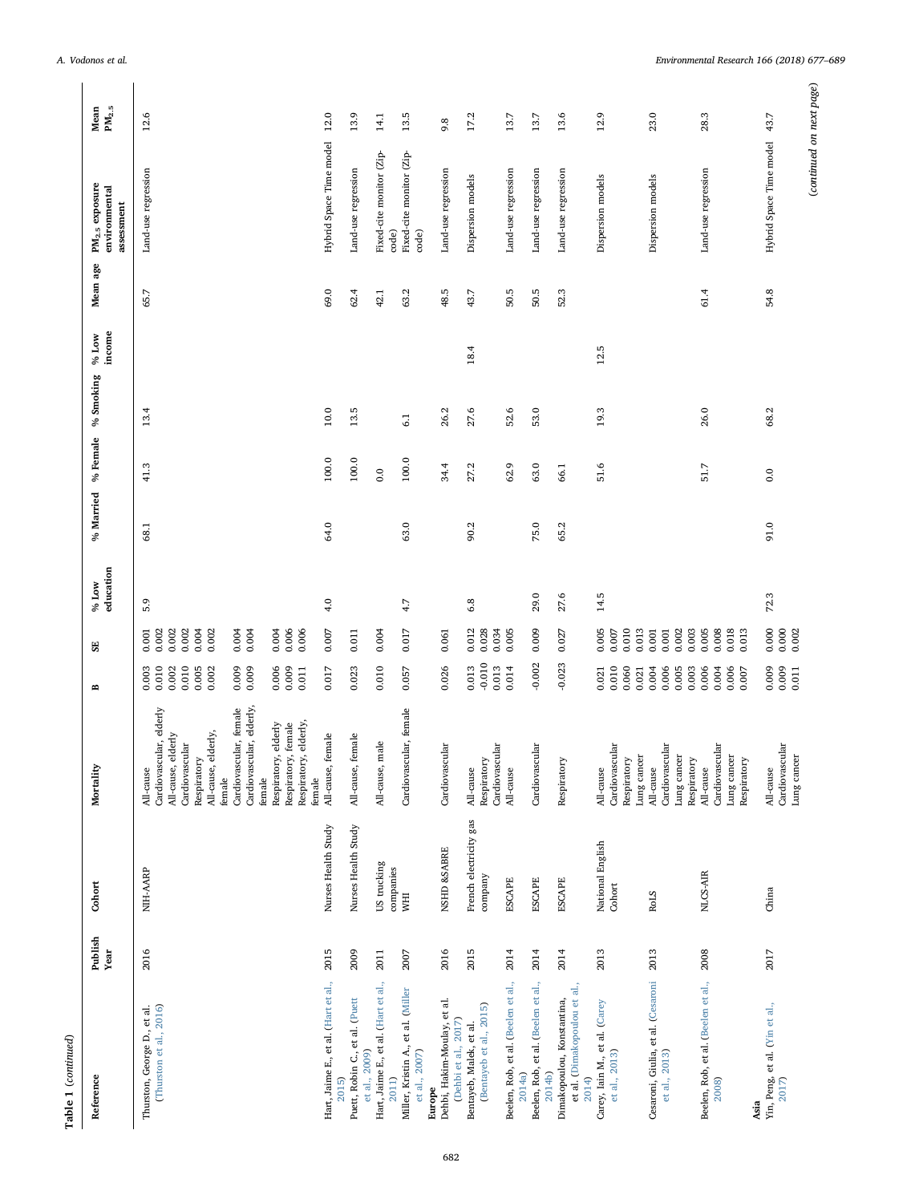**Table 1** (*continued*)

| Reference | Publish Year | Cohort | Mortality | B | SE | % Low education | % Married | % Female | % Smoking | % Low income | Mean age | $PM_{2.5}$ exposure environmental assessment | Mean $PM_{2.5}$ |
|---|---|---|---|---|---|---|---|---|---|---|---|---|---|
| Thurston, George D., et al. (Thurston et al., 2016) | 2016 | NIH-AARP | All-cause | 0.003 | 0.001 | 5.9 | 68.1 | 41.3 | 13.4 | | 65.7 | Land-use regression | 12.6 |
| | | | Cardiovascular, elderly | 0.010 | 0.002 | | | | | | | | |
| | | | All-cause, elderly | 0.002 | 0.002 | | | | | | | | |
| | | | Cardiovascular | 0.010 | 0.002 | | | | | | | | |
| | | | Respiratory | 0.005 | 0.004 | | | | | | | | |
| | | | All-cause, elderly, female | 0.002 | 0.002 | | | | | | | | |
| | | | Cardiovascular, female | 0.009 | 0.004 | | | | | | | | |
| | | | Cardiovascular, elderly, female | 0.009 | 0.004 | | | | | | | | |
| | | | Respiratory, elderly | 0.006 | 0.004 | | | | | | | | |
| | | | Respiratory, female | 0.009 | 0.006 | | | | | | | | |
| | | | Respiratory, elderly, female | 0.011 | 0.006 | | | | | | | | |
| Hart, Jaime E., et al. (Hart et al., 2015) | 2015 | Nurses Health Study | All-cause, female | 0.017 | 0.007 | 4.0 | 64.0 | 100.0 | 10.0 | | 69.0 | Hybrid Space Time model | 12.0 |
| Puett, Robin C., et al. (Puett et al., 2009) | 2009 | Nurses Health Study | All-cause, female | 0.023 | 0.011 | | | 100.0 | 13.5 | | 62.4 | Land-use regression | 13.9 |
| Hart, Jaime E., et al. (Hart et al., 2011) | 2011 | US trucking companies | All-cause, male | 0.010 | 0.004 | | | 0.0 | | | 42.1 | Fixed-cite monitor (Zip-code) | 14.1 |
| Miller, Kristin A., et al. (Miller et al., 2007) | 2007 | WHI | Cardiovascular, female | 0.057 | 0.017 | 4.7 | 63.0 | 100.0 | 6.1 | | 63.2 | Fixed-cite monitor (Zip-code) | 13.5 |
| **Europe** | | | | | | | | | | | | | |
| Dehbi, Hakim-Moulay, et al. (Dehbi et al., 2017) | 2016 | NSHD &SABRE | Cardiovascular | 0.026 | 0.061 | | | 34.4 | 26.2 | | 48.5 | Land-use regression | 9.8 |
| Bentayeb, Malek, et al. (Bentayeb et al., 2015) | 2015 | French electricity gas company | All-cause | 0.013 | 0.012 | 6.8 | 90.2 | 27.2 | 27.6 | 18.4 | 43.7 | Dispersion models | 17.2 |
| | | | Respiratory | -0.010 | 0.028 | | | | | | | | |
| | | | Cardiovascular | 0.013 | 0.034 | | | | | | | | |
| Beelen, Rob, et al. (Beelen et al., 2014a) | 2014 | ESCAPE | All-cause | 0.014 | 0.005 | | | 62.9 | 52.6 | | 50.5 | Land-use regression | 13.7 |
| Beelen, Rob, et al. (Beelen et al., 2014b) | 2014 | ESCAPE | Cardiovascular | -0.002 | 0.009 | 29.0 | 75.0 | 63.0 | 53.0 | | 50.5 | Land-use regression | 13.7 |
| Dimakopoulou, Konstantina, et al. (Dimakopoulou et al., 2014) | 2014 | ESCAPE | Respiratory | -0.023 | 0.027 | 27.6 | 65.2 | 66.1 | | | 52.3 | Land-use regression | 13.6 |
| Carey, Iain M., et al. (Carey et al., 2013) | 2013 | National English Cohort | All-cause | 0.021 | 0.005 | 14.5 | | 51.6 | 19.3 | 12.5 | | Dispersion models | 12.9 |
| | | | Cardiovascular | 0.010 | 0.007 | | | | | | | | |
| | | | Respiratory | 0.060 | 0.010 | | | | | | | | |
| | | | Lung cancer | 0.021 | 0.013 | | | | | | | | |
| Cesaroni, Giulia, et al. (Cesaroni et al., 2013) | 2013 | RoLS | All-cause | 0.004 | 0.001 | | | | | | | Dispersion models | 23.0 |
| | | | Cardiovascular | 0.006 | 0.001 | | | | | | | | |
| | | | Lung cancer | 0.005 | 0.002 | | | | | | | | |
| | | | Respiratory | 0.003 | 0.003 | | | | | | | | |
| Beelen, Rob, et al. (Beelen et al., 2008) | 2008 | NLCS-AIR | All-cause | 0.006 | 0.005 | | | 51.7 | 26.0 | | 61.4 | Land-use regression | 28.3 |
| | | | Cardiovascular | 0.004 | 0.008 | | | | | | | | |
| | | | Lung cancer | 0.006 | 0.018 | | | | | | | | |
| | | | Respiratory | 0.007 | 0.013 | | | | | | | | |
| **Asia** | | | | | | | | | | | | | |
| Yin, Peng, et al. (Yin et al., 2017) | 2017 | China | All-cause | 0.009 | 0.000 | 72.3 | 91.0 | 0.0 | 68.2 | | 54.8 | Hybrid Space Time model | 43.7 |
| | | | Cardiovascular | 0.009 | 0.000 | | | | | | | | |
| | | | Lung cancer | 0.011 | 0.002 | | | | | | | | |

(*continued on next page*)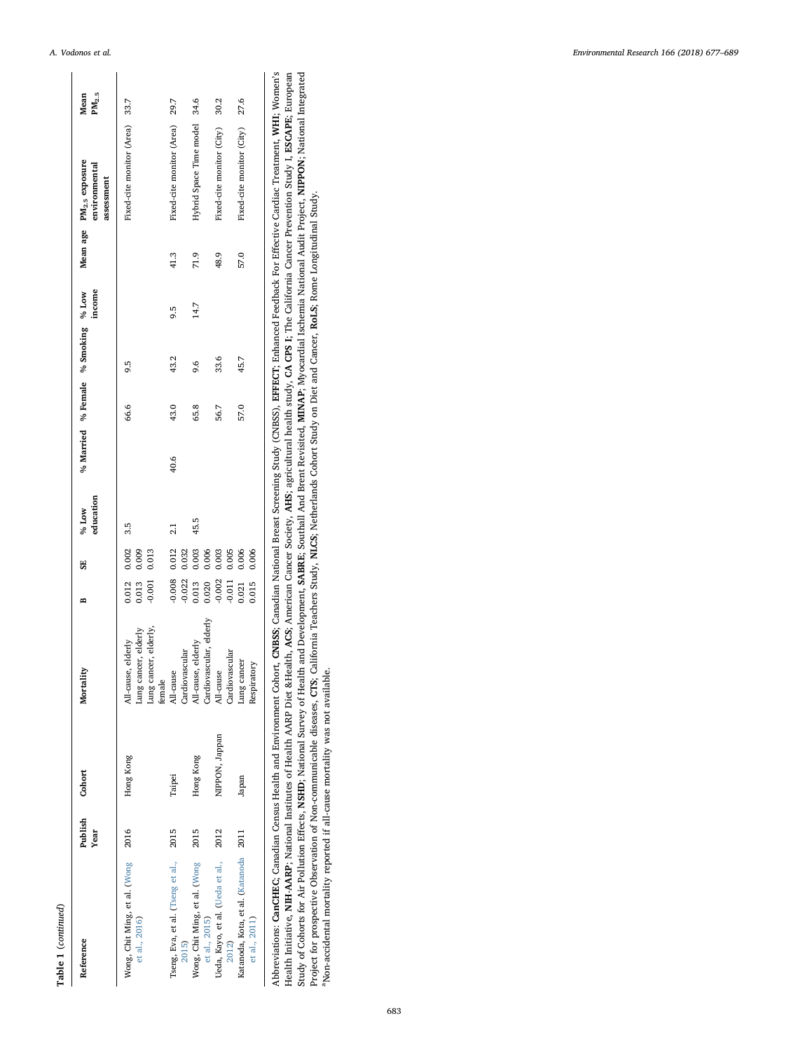**Table 1** (*continued*)

| Reference | Publish Year | Cohort | Mortality | B | SE | % Low education | % Married | % Female | % Smoking | % Low income | Mean age | $PM_{2.5}$ exposure environmental assessment | Mean $PM_{2.5}$ |
|---|---|---|---|---|---|---|---|---|---|---|---|---|---|
| Wong, Chit Ming, et al. (Wong et al., 2016) | 2016 | Hong Kong | All-cause, elderly | 0.012 | 0.002 | 3.5 | | 66.6 | 9.5 | | | Fixed-cite monitor (Area) | 33.7 |
| | | | Lung cancer, elderly | 0.013 | 0.009 | | | | | | | | |
| | | | Lung cancer, elderly, female | -0.001 | 0.013 | | | | | | | | |
| Tseng, Eva, et al. (Tseng et al., 2015) | 2015 | Taipei | All-cause | -0.008 | 0.012 | 2.1 | 40.6 | 43.0 | 43.2 | 9.5 | 41.3 | Fixed-cite monitor (Area) | 29.7 |
| | | | Cardiovascular | -0.022 | 0.032 | | | | | | | | |
| Wong, Chit Ming, et al. (Wong et al., 2015) | 2015 | Hong Kong | All-cause, elderly | 0.013 | 0.003 | 45.5 | | 65.8 | 9.6 | 14.7 | 71.9 | Hybrid Space Time model | 34.6 |
| | | | Cardiovascular, elderly | 0.020 | 0.006 | | | | | | | | |
| Ueda, Kayo, et al. (Ueda et al., 2012) | 2012 | NIPPON, Jappan | All-cause | -0.002 | 0.003 | | | 56.7 | 33.6 | | 48.9 | Fixed-cite monitor (City) | 30.2 |
| | | | Cardiovascular | -0.011 | 0.005 | | | | | | | | |
| Katanoda, Kota, et al. (Katanoda et al., 2011) | 2011 | Japan | Lung cancer | 0.021 | 0.006 | | | 57.0 | 45.7 | | 57.0 | Fixed-cite monitor (City) | 27.6 |
| | | | Respiratory | 0.015 | 0.006 | | | | | | | | |

Abbreviations: **CanCHEC**; Canadian Census Health and Environment Cohort, **CNBSS**; Canadian National Breast Screening Study (CNBSS), **EFFECT**; Enhanced Feedback For Effective Cardiac Treatment, **WHI**; Women's Health Initiative, **NIH-AARP**; National Institutes of Health AARP Diet &Health, **ACS**; American Cancer Society, **AHS**; agricultural health study, **CA CPS I**; The California Cancer Prevention Study I, **ESCAPE**; European Study of Cohorts for Air Pollution Effects, **NSHD**; National Survey of Health and Development, **SABRE**; Southall And Brent Revisited, **MINAP**; Myocardial Ischemia National Audit Project, **NIPPON**; National Integrated Project for prospective Observation of Non-communicable diseases, **CTS**; California Teachers Study, **NLCS**; Netherlands Cohort Study on Diet and Cancer, **RoLS**; Rome Longitudinal Study.

[a]Non-accidental mortality reported if all-cause mortality was not available.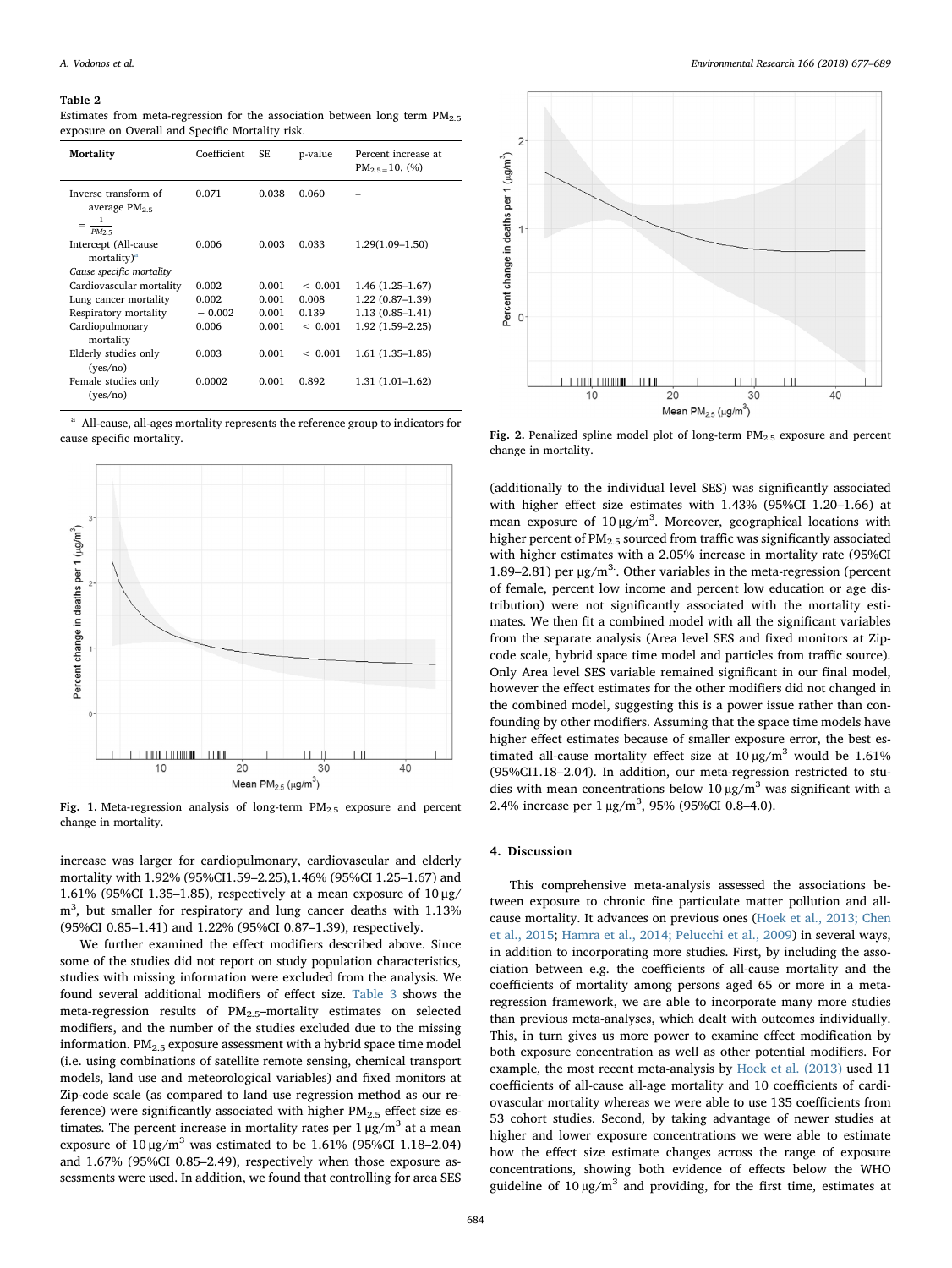**Table 2**
Estimates from meta-regression for the association between long term $PM_{2.5}$ exposure on Overall and Specific Mortality risk.

| Mortality | Coefficient | SE | p-value | Percent increase at $PM_{2.5}$ = 10, (%) |
|---|---|---|---|---|
| Inverse transform of average $PM_{2.5}$ $= \frac{1}{PM2.5}$ | 0.071 | 0.038 | 0.060 | – |
| Intercept (All-cause mortality)[a] | 0.006 | 0.003 | 0.033 | 1.29(1.09–1.50) |
| *Cause specific mortality* | | | | |
| Cardiovascular mortality | 0.002 | 0.001 | < 0.001 | 1.46 (1.25–1.67) |
| Lung cancer mortality | 0.002 | 0.001 | 0.008 | 1.22 (0.87–1.39) |
| Respiratory mortality | − 0.002 | 0.001 | 0.139 | 1.13 (0.85–1.41) |
| Cardiopulmonary mortality | 0.006 | 0.001 | < 0.001 | 1.92 (1.59–2.25) |
| Elderly studies only (yes/no) | 0.003 | 0.001 | < 0.001 | 1.61 (1.35–1.85) |
| Female studies only (yes/no) | 0.0002 | 0.001 | 0.892 | 1.31 (1.01–1.62) |

[a] All-cause, all-ages mortality represents the reference group to indicators for cause specific mortality.

**Fig. 1.** Meta-regression analysis of long-term $PM_{2.5}$ exposure and percent change in mortality.

increase was larger for cardiopulmonary, cardiovascular and elderly mortality with 1.92% (95%CI1.59–2.25),1.46% (95%CI 1.25–1.67) and 1.61% (95%CI 1.35–1.85), respectively at a mean exposure of 10 μg/m$^3$, but smaller for respiratory and lung cancer deaths with 1.13% (95%CI 0.85–1.41) and 1.22% (95%CI 0.87–1.39), respectively.

We further examined the effect modifiers described above. Since some of the studies did not report on study population characteristics, studies with missing information were excluded from the analysis. We found several additional modifiers of effect size. Table 3 shows the meta-regression results of $PM_{2.5}$–mortality estimates on selected modifiers, and the number of the studies excluded due to the missing information. $PM_{2.5}$ exposure assessment with a hybrid space time model (i.e. using combinations of satellite remote sensing, chemical transport models, land use and meteorological variables) and fixed monitors at Zip-code scale (as compared to land use regression method as our reference) were significantly associated with higher $PM_{2.5}$ effect size estimates. The percent increase in mortality rates per 1 μg/m$^3$ at a mean exposure of 10 μg/m$^3$ was estimated to be 1.61% (95%CI 1.18–2.04) and 1.67% (95%CI 0.85–2.49), respectively when those exposure assessments were used. In addition, we found that controlling for area SES

**Fig. 2.** Penalized spline model plot of long-term $PM_{2.5}$ exposure and percent change in mortality.

(additionally to the individual level SES) was significantly associated with higher effect size estimates with 1.43% (95%CI 1.20–1.66) at mean exposure of 10 μg/m$^3$. Moreover, geographical locations with higher percent of $PM_{2.5}$ sourced from traffic was significantly associated with higher estimates with a 2.05% increase in mortality rate (95%CI 1.89–2.81) per μg/m$^3$. Other variables in the meta-regression (percent of female, percent low income and percent low education or age distribution) were not significantly associated with the mortality estimates. We then fit a combined model with all the significant variables from the separate analysis (Area level SES and fixed monitors at Zip-code scale, hybrid space time model and particles from traffic source). Only Area level SES variable remained significant in our final model, however the effect estimates for the other modifiers did not changed in the combined model, suggesting this is a power issue rather than confounding by other modifiers. Assuming that the space time models have higher effect estimates because of smaller exposure error, the best estimated all-cause mortality effect size at 10 μg/m$^3$ would be 1.61% (95%CI1.18–2.04). In addition, our meta-regression restricted to studies with mean concentrations below 10 μg/m$^3$ was significant with a 2.4% increase per 1 μg/m$^3$, 95% (95%CI 0.8–4.0).

## 4. Discussion

This comprehensive meta-analysis assessed the associations between exposure to chronic fine particulate matter pollution and all-cause mortality. It advances on previous ones (Hoek et al., 2013; Chen et al., 2015; Hamra et al., 2014; Pelucchi et al., 2009) in several ways, in addition to incorporating more studies. First, by including the association between e.g. the coefficients of all-cause mortality and the coefficients of mortality among persons aged 65 or more in a meta-regression framework, we are able to incorporate many more studies than previous meta-analyses, which dealt with outcomes individually. This, in turn gives us more power to examine effect modification by both exposure concentration as well as other potential modifiers. For example, the most recent meta-analysis by Hoek et al. (2013) used 11 coefficients of all-cause all-age mortality and 10 coefficients of cardiovascular mortality whereas we were able to use 135 coefficients from 53 cohort studies. Second, by taking advantage of newer studies at higher and lower exposure concentrations we were able to estimate how the effect size estimate changes across the range of exposure concentrations, showing both evidence of effects below the WHO guideline of 10 μg/m$^3$ and providing, for the first time, estimates at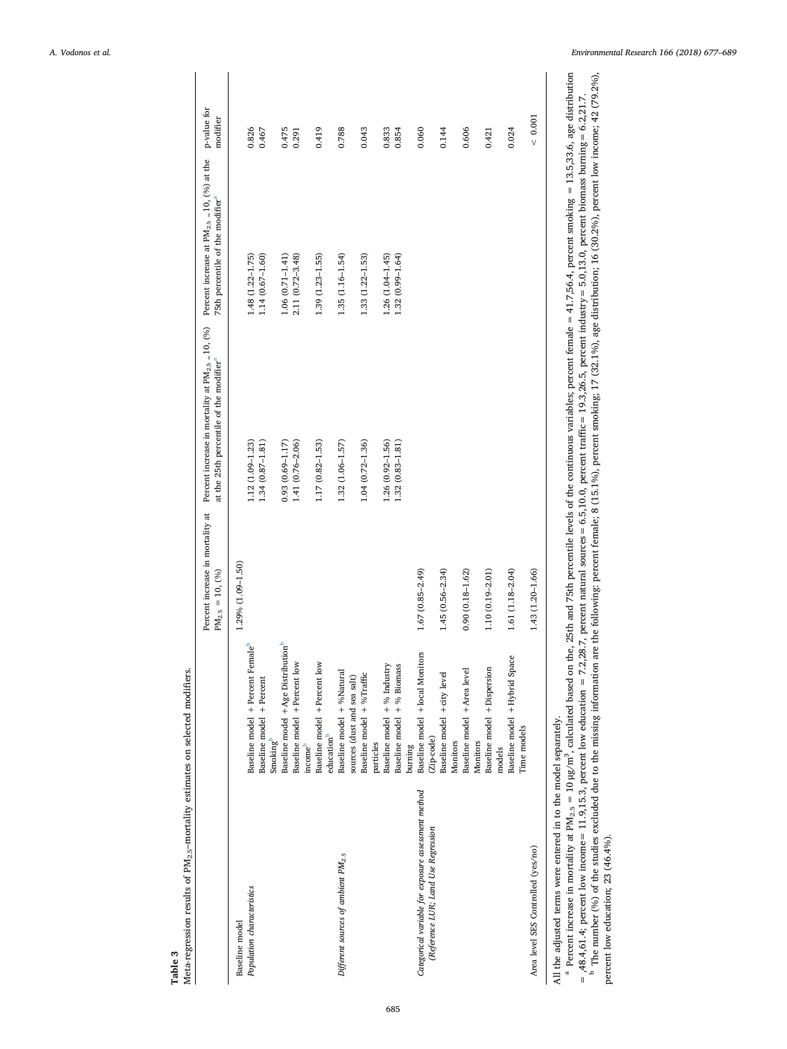**Table 3**
Meta-regression results of $PM_{2.5}$–mortality estimates on selected modifiers.

| | | Percent increase in mortality at $PM_{2.5} = 10$, (%) | Percent increase in mortality at $PM_{2.5} = 10$, (%) at the 25th percentile of the modifier[a] | Percent increase at $PM_{2.5} = 10$, (%) at the 75th percentile of the modifier[a] | p-value for modifier |
|---|---|---|---|---|---|
| Baseline model | | 1.29% (1.09–1.50) | | | |
| *Population characteristics* | Baseline model + Percent Female[b] | | 1.12 (1.09–1.23) | 1.48 (1.22–1.75) | 0.826 |
| | Baseline model + Percent Smoking[b] | | 1.34 (0.87–1.81) | 1.14 (0.67–1.60) | 0.467 |
| | Baseline model + Age Distribution[b] | | 0.93 (0.69–1.17) | 1.06 (0.71–1.41) | 0.475 |
| | Baseline model + Percent low income[b] | | 1.41 (0.76–2.06) | 2.11 (0.72–3.48) | 0.291 |
| | Baseline model + Percent low education[b] | | 1.17 (0.82–1.53) | 1.39 (1.23–1.55) | 0.419 |
| *Different sources of ambient $PM_{2.5}$* | Baseline model + %Natural sources (dust and sea salt) | | 1.32 (1.06–1.57) | 1.35 (1.16–1.54) | 0.788 |
| | Baseline model + %Traffic particles | | 1.04 (0.72–1.36) | 1.33 (1.22–1.53) | 0.043 |
| | Baseline model + % Industry | | 1.26 (0.92–1.56) | 1.26 (1.04–1.45) | 0.833 |
| | Baseline model + % Biomass burning | | 1.32 (0.83–1.81) | 1.32 (0.99–1.64) | 0.854 |
| *Categorical variable for exposure assessment method (Reference LUR; Land Use Regression* | Baseline model + local Monitors (Zip-code) | 1.67 (0.85–2.49) | | | 0.060 |
| | Baseline model + city level Monitors | 1.45 (0.56–2.34) | | | 0.144 |
| | Baseline model + Area level Monitors | 0.90 (0.18–1.62) | | | 0.606 |
| | Baseline model + Dispersion models | 1.10 (0.19–2.01) | | | 0.421 |
| | Baseline model + Hybrid Space Time models | 1.61 (1.18–2.04) | | | 0.024 |
| Area level SES Controlled (yes/no) | | 1.43 (1.20–1.66) | | | < 0.001 |

All the adjusted terms were entered in to the model separately.

[a] Percent increase in mortality at $PM_{2.5} = 10\ \mu g/m^3$, calculated based on the, 25th and 75th percentile levels of the continuous variables; percent female = 41.7,56.4, percent smoking = 13.5,33.6, age distribution = ,48.4,61.4; percent low income= 11.9,15.3, percent low education = 7.2,28.7, percent natural sources = 6.5,10.0, percent traffic= 19.3,26.5, percent industry = 5.0,13.0, percent biomass burning = 6.2,21.7.

[b] The number (%) of the studies excluded due to the missing information are the following: percent female; 8 (15.1%), percent smoking; 17 (32.1%), age distribution; 16 (30.2%), percent low income; 42 (79.2%), percent low education; 23 (46.4%).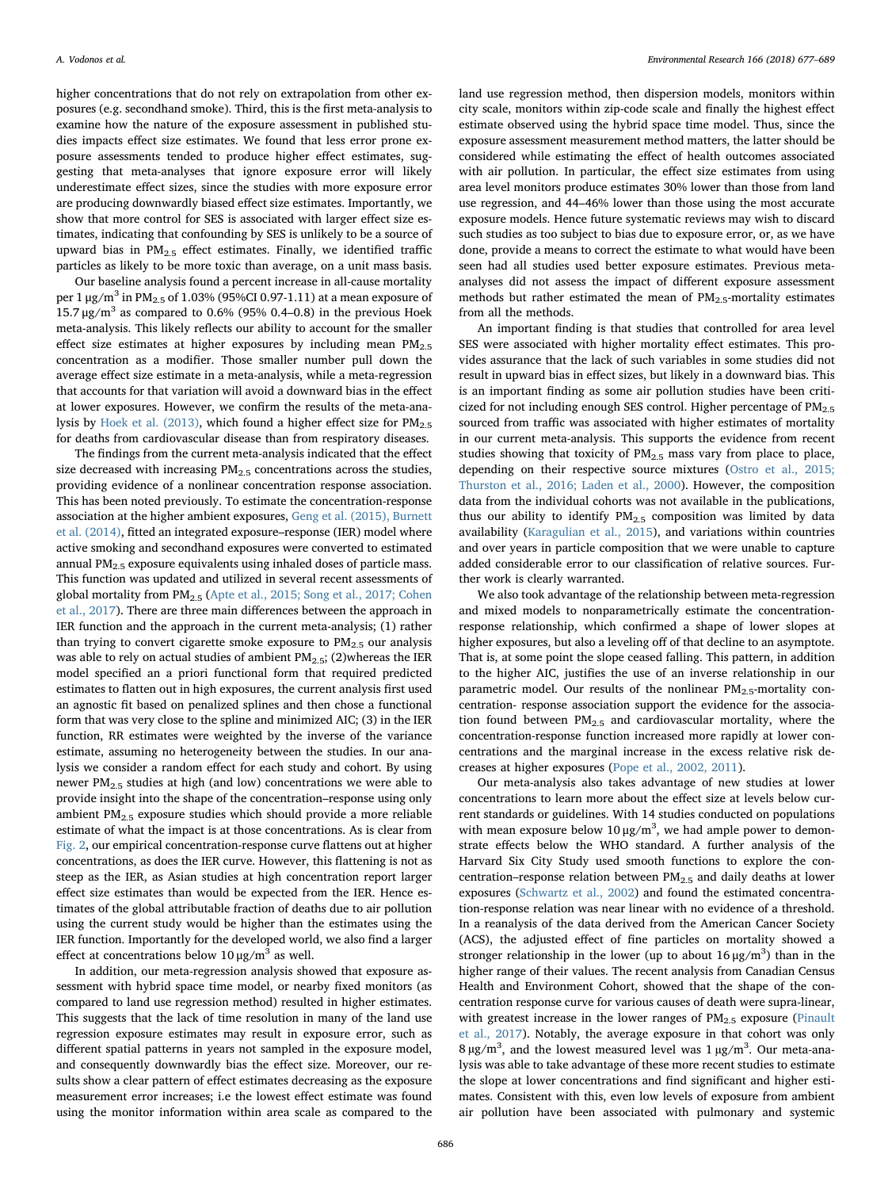higher concentrations that do not rely on extrapolation from other exposures (e.g. secondhand smoke). Third, this is the first meta-analysis to examine how the nature of the exposure assessment in published studies impacts effect size estimates. We found that less error prone exposure assessments tended to produce higher effect estimates, suggesting that meta-analyses that ignore exposure error will likely underestimate effect sizes, since the studies with more exposure error are producing downwardly biased effect size estimates. Importantly, we show that more control for SES is associated with larger effect size estimates, indicating that confounding by SES is unlikely to be a source of upward bias in $PM_{2.5}$ effect estimates. Finally, we identified traffic particles as likely to be more toxic than average, on a unit mass basis.

Our baseline analysis found a percent increase in all-cause mortality per 1 μg/m$^3$ in $PM_{2.5}$ of 1.03% (95%CI 0.97-1.11) at a mean exposure of 15.7 μg/m$^3$ as compared to 0.6% (95% 0.4–0.8) in the previous Hoek meta-analysis. This likely reflects our ability to account for the smaller effect size estimates at higher exposures by including mean $PM_{2.5}$ concentration as a modifier. Those smaller number pull down the average effect size estimate in a meta-analysis, while a meta-regression that accounts for that variation will avoid a downward bias in the effect at lower exposures. However, we confirm the results of the meta-analysis by Hoek et al. (2013), which found a higher effect size for $PM_{2.5}$ for deaths from cardiovascular disease than from respiratory diseases.

The findings from the current meta-analysis indicated that the effect size decreased with increasing $PM_{2.5}$ concentrations across the studies, providing evidence of a nonlinear concentration response association. This has been noted previously. To estimate the concentration-response association at the higher ambient exposures, Geng et al. (2015), Burnett et al. (2014), fitted an integrated exposure–response (IER) model where active smoking and secondhand exposures were converted to estimated annual $PM_{2.5}$ exposure equivalents using inhaled doses of particle mass. This function was updated and utilized in several recent assessments of global mortality from $PM_{2.5}$ (Apte et al., 2015; Song et al., 2017; Cohen et al., 2017). There are three main differences between the approach in IER function and the approach in the current meta-analysis; (1) rather than trying to convert cigarette smoke exposure to $PM_{2.5}$ our analysis was able to rely on actual studies of ambient $PM_{2.5}$; (2)whereas the IER model specified an a priori functional form that required predicted estimates to flatten out in high exposures, the current analysis first used an agnostic fit based on penalized splines and then chose a functional form that was very close to the spline and minimized AIC; (3) in the IER function, RR estimates were weighted by the inverse of the variance estimate, assuming no heterogeneity between the studies. In our analysis we consider a random effect for each study and cohort. By using newer $PM_{2.5}$ studies at high (and low) concentrations we were able to provide insight into the shape of the concentration–response using only ambient $PM_{2.5}$ exposure studies which should provide a more reliable estimate of what the impact is at those concentrations. As is clear from Fig. 2, our empirical concentration-response curve flattens out at higher concentrations, as does the IER curve. However, this flattening is not as steep as the IER, as Asian studies at high concentration report larger effect size estimates than would be expected from the IER. Hence estimates of the global attributable fraction of deaths due to air pollution using the current study would be higher than the estimates using the IER function. Importantly for the developed world, we also find a larger effect at concentrations below 10 μg/m$^3$ as well.

In addition, our meta-regression analysis showed that exposure assessment with hybrid space time model, or nearby fixed monitors (as compared to land use regression method) resulted in higher estimates. This suggests that the lack of time resolution in many of the land use regression exposure estimates may result in exposure error, such as different spatial patterns in years not sampled in the exposure model, and consequently downwardly bias the effect size. Moreover, our results show a clear pattern of effect estimates decreasing as the exposure measurement error increases; i.e the lowest effect estimate was found using the monitor information within area scale as compared to the land use regression method, then dispersion models, monitors within city scale, monitors within zip-code scale and finally the highest effect estimate observed using the hybrid space time model. Thus, since the exposure assessment measurement method matters, the latter should be considered while estimating the effect of health outcomes associated with air pollution. In particular, the effect size estimates from using area level monitors produce estimates 30% lower than those from land use regression, and 44–46% lower than those using the most accurate exposure models. Hence future systematic reviews may wish to discard such studies as too subject to bias due to exposure error, or, as we have done, provide a means to correct the estimate to what would have been seen had all studies used better exposure estimates. Previous meta-analyses did not assess the impact of different exposure assessment methods but rather estimated the mean of $PM_{2.5}$-mortality estimates from all the methods.

An important finding is that studies that controlled for area level SES were associated with higher mortality effect estimates. This provides assurance that the lack of such variables in some studies did not result in upward bias in effect sizes, but likely in a downward bias. This is an important finding as some air pollution studies have been criticized for not including enough SES control. Higher percentage of $PM_{2.5}$ sourced from traffic was associated with higher estimates of mortality in our current meta-analysis. This supports the evidence from recent studies showing that toxicity of $PM_{2.5}$ mass vary from place to place, depending on their respective source mixtures (Ostro et al., 2015; Thurston et al., 2016; Laden et al., 2000). However, the composition data from the individual cohorts was not available in the publications, thus our ability to identify $PM_{2.5}$ composition was limited by data availability (Karagulian et al., 2015), and variations within countries and over years in particle composition that we were unable to capture added considerable error to our classification of relative sources. Further work is clearly warranted.

We also took advantage of the relationship between meta-regression and mixed models to nonparametrically estimate the concentration-response relationship, which confirmed a shape of lower slopes at higher exposures, but also a leveling off of that decline to an asymptote. That is, at some point the slope ceased falling. This pattern, in addition to the higher AIC, justifies the use of an inverse relationship in our parametric model. Our results of the nonlinear $PM_{2.5}$-mortality concentration- response association support the evidence for the association found between $PM_{2.5}$ and cardiovascular mortality, where the concentration-response function increased more rapidly at lower concentrations and the marginal increase in the excess relative risk decreases at higher exposures (Pope et al., 2002, 2011).

Our meta-analysis also takes advantage of new studies at lower concentrations to learn more about the effect size at levels below current standards or guidelines. With 14 studies conducted on populations with mean exposure below 10 μg/m$^3$, we had ample power to demonstrate effects below the WHO standard. A further analysis of the Harvard Six City Study used smooth functions to explore the concentration–response relation between $PM_{2.5}$ and daily deaths at lower exposures (Schwartz et al., 2002) and found the estimated concentration-response relation was near linear with no evidence of a threshold. In a reanalysis of the data derived from the American Cancer Society (ACS), the adjusted effect of fine particles on mortality showed a stronger relationship in the lower (up to about 16 μg/m$^3$) than in the higher range of their values. The recent analysis from Canadian Census Health and Environment Cohort, showed that the shape of the concentration response curve for various causes of death were supra-linear, with greatest increase in the lower ranges of $PM_{2.5}$ exposure (Pinault et al., 2017). Notably, the average exposure in that cohort was only 8 μg/m$^3$, and the lowest measured level was 1 μg/m$^3$. Our meta-analysis was able to take advantage of these more recent studies to estimate the slope at lower concentrations and find significant and higher estimates. Consistent with this, even low levels of exposure from ambient air pollution have been associated with pulmonary and systemic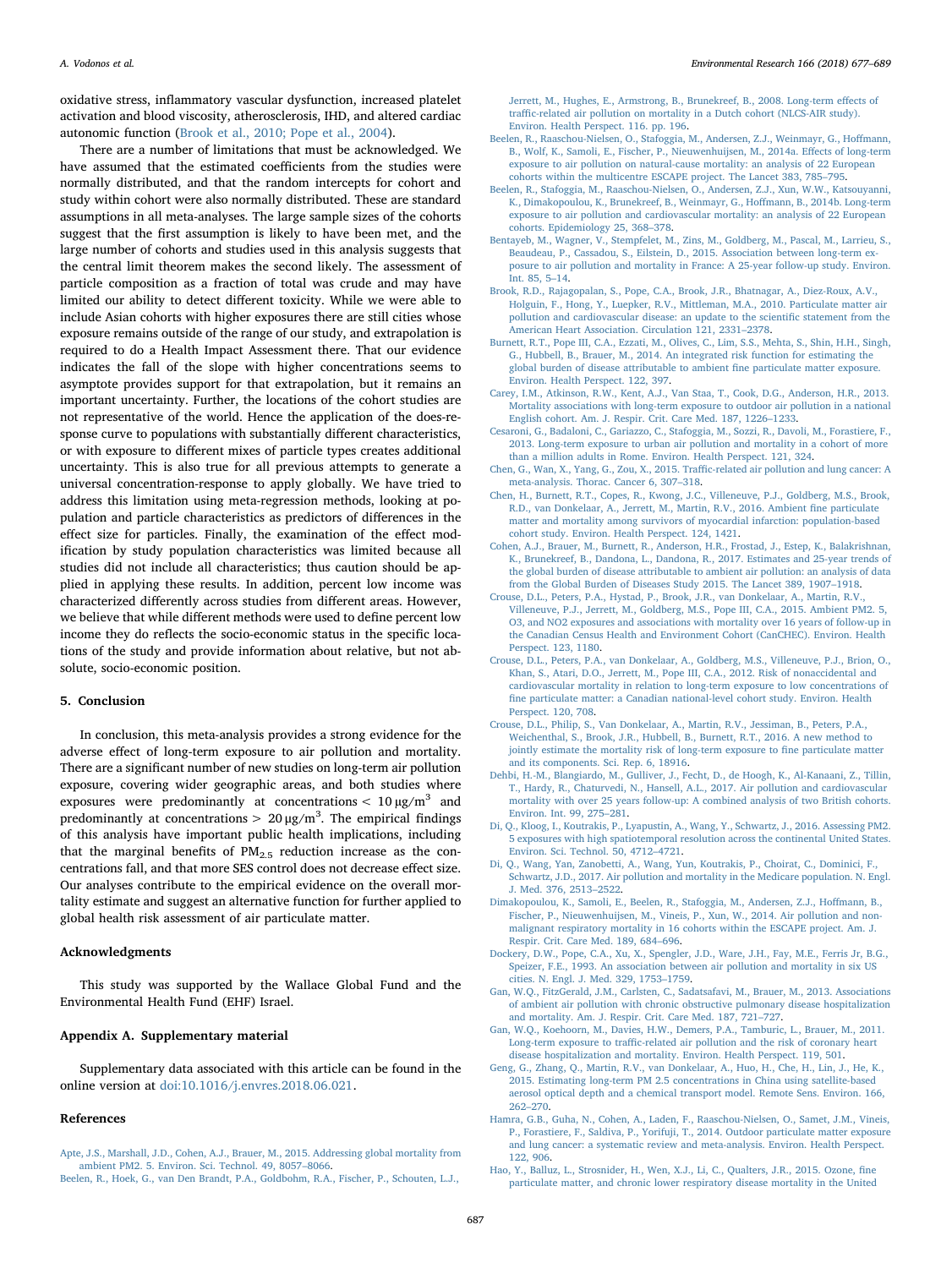oxidative stress, inflammatory vascular dysfunction, increased platelet activation and blood viscosity, atherosclerosis, IHD, and altered cardiac autonomic function (Brook et al., 2010; Pope et al., 2004).

There are a number of limitations that must be acknowledged. We have assumed that the estimated coefficients from the studies were normally distributed, and that the random intercepts for cohort and study within cohort were also normally distributed. These are standard assumptions in all meta-analyses. The large sample sizes of the cohorts suggest that the first assumption is likely to have been met, and the large number of cohorts and studies used in this analysis suggests that the central limit theorem makes the second likely. The assessment of particle composition as a fraction of total was crude and may have limited our ability to detect different toxicity. While we were able to include Asian cohorts with higher exposures there are still cities whose exposure remains outside of the range of our study, and extrapolation is required to do a Health Impact Assessment there. That our evidence indicates the fall of the slope with higher concentrations seems to asymptote provides support for that extrapolation, but it remains an important uncertainty. Further, the locations of the cohort studies are not representative of the world. Hence the application of the does-response curve to populations with substantially different characteristics, or with exposure to different mixes of particle types creates additional uncertainty. This is also true for all previous attempts to generate a universal concentration-response to apply globally. We have tried to address this limitation using meta-regression methods, looking at population and particle characteristics as predictors of differences in the effect size for particles. Finally, the examination of the effect modification by study population characteristics was limited because all studies did not include all characteristics; thus caution should be applied in applying these results. In addition, percent low income was characterized differently across studies from different areas. However, we believe that while different methods were used to define percent low income they do reflects the socio-economic status in the specific locations of the study and provide information about relative, but not absolute, socio-economic position.

## 5. Conclusion

In conclusion, this meta-analysis provides a strong evidence for the adverse effect of long-term exposure to air pollution and mortality. There are a significant number of new studies on long-term air pollution exposure, covering wider geographic areas, and both studies where exposures were predominantly at concentrations $< 10\,\mu g/m^3$ and predominantly at concentrations $> 20\,\mu g/m^3$. The empirical findings of this analysis have important public health implications, including that the marginal benefits of $PM_{2.5}$ reduction increase as the concentrations fall, and that more SES control does not decrease effect size. Our analyses contribute to the empirical evidence on the overall mortality estimate and suggest an alternative function for further applied to global health risk assessment of air particulate matter.

## Acknowledgments

This study was supported by the Wallace Global Fund and the Environmental Health Fund (EHF) Israel.

## Appendix A. Supplementary material

Supplementary data associated with this article can be found in the online version at doi:10.1016/j.envres.2018.06.021.

## References

Apte, J.S., Marshall, J.D., Cohen, A.J., Brauer, M., 2015. Addressing global mortality from ambient PM2. 5. Environ. Sci. Technol. 49, 8057–8066.

Beelen, R., Hoek, G., van Den Brandt, P.A., Goldbohm, R.A., Fischer, P., Schouten, L.J., Jerrett, M., Hughes, E., Armstrong, B., Brunekreef, B., 2008. Long-term effects of traffic-related air pollution on mortality in a Dutch cohort (NLCS-AIR study). Environ. Health Perspect. 116. pp. 196.

Beelen, R., Raaschou-Nielsen, O., Stafoggia, M., Andersen, Z.J., Weinmayr, G., Hoffmann, B., Wolf, K., Samoli, E., Fischer, P., Nieuwenhuijsen, M., 2014a. Effects of long-term exposure to air pollution on natural-cause mortality: an analysis of 22 European cohorts within the multicentre ESCAPE project. The Lancet 383, 785–795.

Beelen, R., Stafoggia, M., Raaschou-Nielsen, O., Andersen, Z.J., Xun, W.W., Katsouyanni, K., Dimakopoulou, K., Brunekreef, B., Weinmayr, G., Hoffmann, B., 2014b. Long-term exposure to air pollution and cardiovascular mortality: an analysis of 22 European cohorts. Epidemiology 25, 368–378.

Bentayeb, M., Wagner, V., Stempfelet, M., Zins, M., Goldberg, M., Pascal, M., Larrieu, S., Beaudeau, P., Cassadou, S., Eilstein, D., 2015. Association between long-term exposure to air pollution and mortality in France: A 25-year follow-up study. Environ. Int. 85, 5–14.

Brook, R.D., Rajagopalan, S., Pope, C.A., Brook, J.R., Bhatnagar, A., Diez-Roux, A.V., Holguin, F., Hong, Y., Luepker, R.V., Mittleman, M.A., 2010. Particulate matter air pollution and cardiovascular disease: an update to the scientific statement from the American Heart Association. Circulation 121, 2331–2378.

Burnett, R.T., Pope III, C.A., Ezzati, M., Olives, C., Lim, S.S., Mehta, S., Shin, H.H., Singh, G., Hubbell, B., Brauer, M., 2014. An integrated risk function for estimating the global burden of disease attributable to ambient fine particulate matter exposure. Environ. Health Perspect. 122, 397.

Carey, I.M., Atkinson, R.W., Kent, A.J., Van Staa, T., Cook, D.G., Anderson, H.R., 2013. Mortality associations with long-term exposure to outdoor air pollution in a national English cohort. Am. J. Respir. Crit. Care Med. 187, 1226–1233.

Cesaroni, G., Badaloni, C., Gariazzo, C., Stafoggia, M., Sozzi, R., Davoli, M., Forastiere, F., 2013. Long-term exposure to urban air pollution and mortality in a cohort of more than a million adults in Rome. Environ. Health Perspect. 121, 324.

Chen, G., Wan, X., Yang, G., Zou, X., 2015. Traffic-related air pollution and lung cancer: A meta-analysis. Thorac. Cancer 6, 307–318.

Chen, H., Burnett, R.T., Copes, R., Kwong, J.C., Villeneuve, P.J., Goldberg, M.S., Brook, R.D., van Donkelaar, A., Jerrett, M., Martin, R.V., 2016. Ambient fine particulate matter and mortality among survivors of myocardial infarction: population-based cohort study. Environ. Health Perspect. 124, 1421.

Cohen, A.J., Brauer, M., Burnett, R., Anderson, H.R., Frostad, J., Estep, K., Balakrishnan, K., Brunekreef, B., Dandona, L., Dandona, R., 2017. Estimates and 25-year trends of the global burden of disease attributable to ambient air pollution: an analysis of data from the Global Burden of Diseases Study 2015. The Lancet 389, 1907–1918.

Crouse, D.L., Peters, P.A., Hystad, P., Brook, J.R., van Donkelaar, A., Martin, R.V., Villeneuve, P.J., Jerrett, M., Goldberg, M.S., Pope III, C.A., 2015. Ambient PM2. 5, O3, and NO2 exposures and associations with mortality over 16 years of follow-up in the Canadian Census Health and Environment Cohort (CanCHEC). Environ. Health Perspect. 123, 1180.

Crouse, D.L., Peters, P.A., van Donkelaar, A., Goldberg, M.S., Villeneuve, P.J., Brion, O., Khan, S., Atari, D.O., Jerrett, M., Pope III, C.A., 2012. Risk of nonaccidental and cardiovascular mortality in relation to long-term exposure to low concentrations of fine particulate matter: a Canadian national-level cohort study. Environ. Health Perspect. 120, 708.

Crouse, D.L., Philip, S., Van Donkelaar, A., Martin, R.V., Jessiman, B., Peters, P.A., Weichenthal, S., Brook, J.R., Hubbell, B., Burnett, R.T., 2016. A new method to jointly estimate the mortality risk of long-term exposure to fine particulate matter and its components. Sci. Rep. 6, 18916.

Dehbi, H.-M., Blangiardo, M., Gulliver, J., Fecht, D., de Hoogh, K., Al-Kanaani, Z., Tillin, T., Hardy, R., Chaturvedi, N., Hansell, A.L., 2017. Air pollution and cardiovascular mortality with over 25 years follow-up: A combined analysis of two British cohorts. Environ. Int. 99, 275–281.

Di, Q., Kloog, I., Koutrakis, P., Lyapustin, A., Wang, Y., Schwartz, J., 2016. Assessing PM2. 5 exposures with high spatiotemporal resolution across the continental United States. Environ. Sci. Technol. 50, 4712–4721.

Di, Q., Wang, Yan, Zanobetti, A., Wang, Yun, Koutrakis, P., Choirat, C., Dominici, F., Schwartz, J.D., 2017. Air pollution and mortality in the Medicare population. N. Engl. J. Med. 376, 2513–2522.

Dimakopoulou, K., Samoli, E., Beelen, R., Stafoggia, M., Andersen, Z.J., Hoffmann, B., Fischer, P., Nieuwenhuijsen, M., Vineis, P., Xun, W., 2014. Air pollution and nonmalignant respiratory mortality in 16 cohorts within the ESCAPE project. Am. J. Respir. Crit. Care Med. 189, 684–696.

Dockery, D.W., Pope, C.A., Xu, X., Spengler, J.D., Ware, J.H., Fay, M.E., Ferris Jr, B.G., Speizer, F.E., 1993. An association between air pollution and mortality in six US cities. N. Engl. J. Med. 329, 1753–1759.

Gan, W.Q., FitzGerald, J.M., Carlsten, C., Sadatsafavi, M., Brauer, M., 2013. Associations of ambient air pollution with chronic obstructive pulmonary disease hospitalization and mortality. Am. J. Respir. Crit. Care Med. 187, 721–727.

Gan, W.Q., Koehoorn, M., Davies, H.W., Demers, P.A., Tamburic, L., Brauer, M., 2011. Long-term exposure to traffic-related air pollution and the risk of coronary heart disease hospitalization and mortality. Environ. Health Perspect. 119, 501.

Geng, G., Zhang, Q., Martin, R.V., van Donkelaar, A., Huo, H., Che, H., Lin, J., He, K., 2015. Estimating long-term PM 2.5 concentrations in China using satellite-based aerosol optical depth and a chemical transport model. Remote Sens. Environ. 166, 262–270.

Hamra, G.B., Guha, N., Cohen, A., Laden, F., Raaschou-Nielsen, O., Samet, J.M., Vineis, P., Forastiere, F., Saldiva, P., Yorifuji, T., 2014. Outdoor particulate matter exposure and lung cancer: a systematic review and meta-analysis. Environ. Health Perspect. 122, 906.

Hao, Y., Balluz, L., Strosnider, H., Wen, X.J., Li, C., Qualters, J.R., 2015. Ozone, fine particulate matter, and chronic lower respiratory disease mortality in the United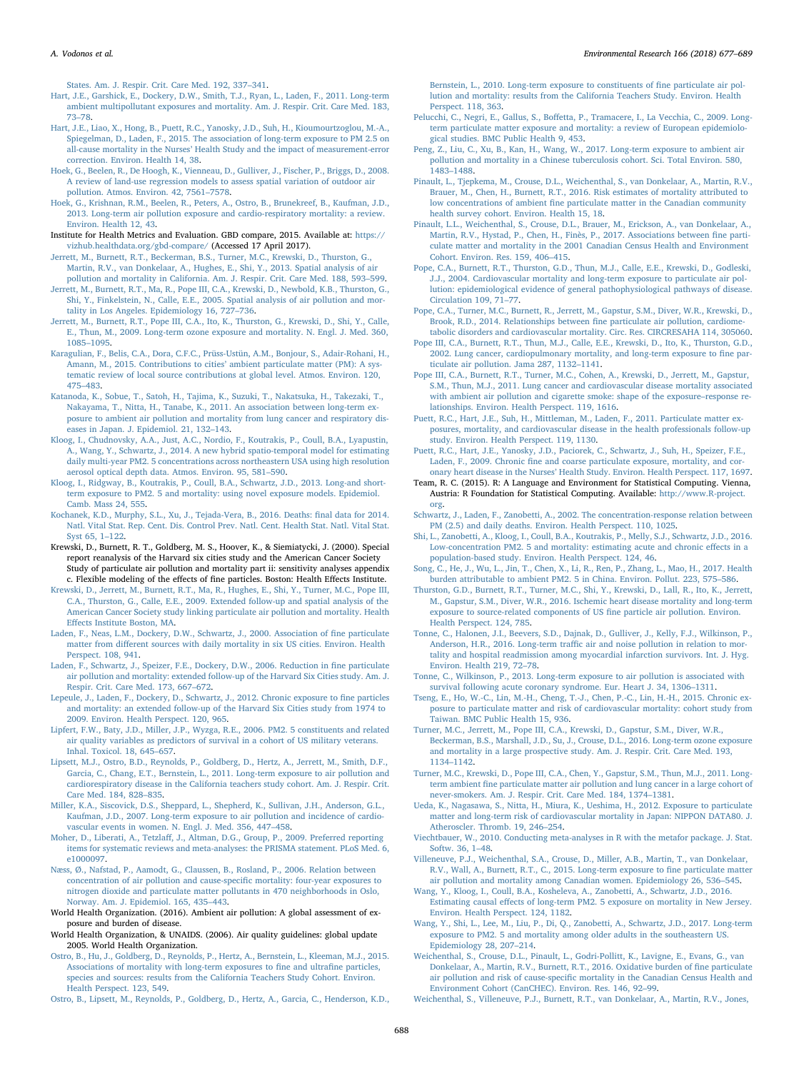States. Am. J. Respir. Crit. Care Med. 192, 337–341.

Hart, J.E., Garshick, E., Dockery, D.W., Smith, T.J., Ryan, L., Laden, F., 2011. Long-term ambient multipollutant exposures and mortality. Am. J. Respir. Crit. Care Med. 183, 73–78.

Hart, J.E., Liao, X., Hong, B., Puett, R.C., Yanosky, J.D., Suh, H., Kioumourtzoglou, M.-A., Spiegelman, D., Laden, F., 2015. The association of long-term exposure to PM 2.5 on all-cause mortality in the Nurses' Health Study and the impact of measurement-error correction. Environ. Health 14, 38.

Hoek, G., Beelen, R., De Hoogh, K., Vienneau, D., Gulliver, J., Fischer, P., Briggs, D., 2008. A review of land-use regression models to assess spatial variation of outdoor air pollution. Atmos. Environ. 42, 7561–7578.

Hoek, G., Krishnan, R.M., Beelen, R., Peters, A., Ostro, B., Brunekreef, B., Kaufman, J.D., 2013. Long-term air pollution exposure and cardio-respiratory mortality: a review. Environ. Health 12, 43.

Institute for Health Metrics and Evaluation. GBD compare, 2015. Available at: https://vizhub.healthdata.org/gbd-compare/ (Accessed 17 April 2017).

Jerrett, M., Burnett, R.T., Beckerman, B.S., Turner, M.C., Krewski, D., Thurston, G., Martin, R.V., van Donkelaar, A., Hughes, E., Shi, Y., 2013. Spatial analysis of air pollution and mortality in California. Am. J. Respir. Crit. Care Med. 188, 593–599.

Jerrett, M., Burnett, R.T., Ma, R., Pope III, C.A., Krewski, D., Newbold, K.B., Thurston, G., Shi, Y., Finkelstein, N., Calle, E.E., 2005. Spatial analysis of air pollution and mortality in Los Angeles. Epidemiology 16, 727–736.

Jerrett, M., Burnett, R.T., Pope III, C.A., Ito, K., Thurston, G., Krewski, D., Shi, Y., Calle, E., Thun, M., 2009. Long-term ozone exposure and mortality. N. Engl. J. Med. 360, 1085–1095.

Karagulian, F., Belis, C.A., Dora, C.F.C., Prüss-Ustün, A.M., Bonjour, S., Adair-Rohani, H., Amann, M., 2015. Contributions to cities' ambient particulate matter (PM): A systematic review of local source contributions at global level. Atmos. Environ. 120, 475–483.

Katanoda, K., Sobue, T., Satoh, H., Tajima, K., Suzuki, T., Nakatsuka, H., Takezaki, T., Nakayama, T., Nitta, H., Tanabe, K., 2011. An association between long-term exposure to ambient air pollution and mortality from lung cancer and respiratory diseases in Japan. J. Epidemiol. 21, 132–143.

Kloog, I., Chudnovsky, A.A., Just, A.C., Nordio, F., Koutrakis, P., Coull, B.A., Lyapustin, A., Wang, Y., Schwartz, J., 2014. A new hybrid spatio-temporal model for estimating daily multi-year PM2. 5 concentrations across northeastern USA using high resolution aerosol optical depth data. Atmos. Environ. 95, 581–590.

Kloog, I., Ridgway, B., Koutrakis, P., Coull, B.A., Schwartz, J.D., 2013. Long-and short-term exposure to PM2. 5 and mortality: using novel exposure models. Epidemiol. Camb. Mass 24, 555.

Kochanek, K.D., Murphy, S.L., Xu, J., Tejada-Vera, B., 2016. Deaths: final data for 2014. Natl. Vital Stat. Rep. Cent. Dis. Control Prev. Natl. Cent. Health Stat. Natl. Vital Stat. Syst 65, 1–122.

Krewski, D., Burnett, R. T., Goldberg, M. S., Hoover, K., & Siemiatycki, J. (2000). Special report reanalysis of the Harvard six cities study and the American Cancer Society Study of particulate air pollution and mortality part ii: sensitivity analyses appendix c. Flexible modeling of the effects of fine particles. Boston: Health Effects Institute.

Krewski, D., Jerrett, M., Burnett, R.T., Ma, R., Hughes, E., Shi, Y., Turner, M.C., Pope III, C.A., Thurston, G., Calle, E.E., 2009. Extended follow-up and spatial analysis of the American Cancer Society study linking particulate air pollution and mortality. Health Effects Institute Boston, MA.

Laden, F., Neas, L.M., Dockery, D.W., Schwartz, J., 2000. Association of fine particulate matter from different sources with daily mortality in six US cities. Environ. Health Perspect. 108, 941.

Laden, F., Schwartz, J., Speizer, F.E., Dockery, D.W., 2006. Reduction in fine particulate air pollution and mortality: extended follow-up of the Harvard Six Cities study. Am. J. Respir. Crit. Care Med. 173, 667–672.

Lepeule, J., Laden, F., Dockery, D., Schwartz, J., 2012. Chronic exposure to fine particles and mortality: an extended follow-up of the Harvard Six Cities study from 1974 to 2009. Environ. Health Perspect. 120, 965.

Lipfert, F.W., Baty, J.D., Miller, J.P., Wyzga, R.E., 2006. PM2. 5 constituents and related air quality variables as predictors of survival in a cohort of US military veterans. Inhal. Toxicol. 18, 645–657.

Lipsett, M.J., Ostro, B.D., Reynolds, P., Goldberg, D., Hertz, A., Jerrett, M., Smith, D.F., Garcia, C., Chang, E.T., Bernstein, L., 2011. Long-term exposure to air pollution and cardiorespiratory disease in the California teachers study cohort. Am. J. Respir. Crit. Care Med. 184, 828–835.

Miller, K.A., Siscovick, D.S., Sheppard, L., Shepherd, K., Sullivan, J.H., Anderson, G.L., Kaufman, J.D., 2007. Long-term exposure to air pollution and incidence of cardiovascular events in women. N. Engl. J. Med. 356, 447–458.

Moher, D., Liberati, A., Tetzlaff, J., Altman, D.G., Group, P., 2009. Preferred reporting items for systematic reviews and meta-analyses: the PRISMA statement. PLoS Med. 6, e1000097.

Næss, Ø., Nafstad, P., Aamodt, G., Claussen, B., Rosland, P., 2006. Relation between concentration of air pollution and cause-specific mortality: four-year exposures to nitrogen dioxide and particulate matter pollutants in 470 neighborhoods in Oslo, Norway. Am. J. Epidemiol. 165, 435–443.

World Health Organization. (2016). Ambient air pollution: A global assessment of exposure and burden of disease.

World Health Organization, & UNAIDS. (2006). Air quality guidelines: global update 2005. World Health Organization.

Ostro, B., Hu, J., Goldberg, D., Reynolds, P., Hertz, A., Bernstein, L., Kleeman, M.J., 2015. Associations of mortality with long-term exposures to fine and ultrafine particles, species and sources: results from the California Teachers Study Cohort. Environ. Health Perspect. 123, 549.

Ostro, B., Lipsett, M., Reynolds, P., Goldberg, D., Hertz, A., Garcia, C., Henderson, K.D., Bernstein, L., 2010. Long-term exposure to constituents of fine particulate air pollution and mortality: results from the California Teachers Study. Environ. Health Perspect. 118, 363.

Pelucchi, C., Negri, E., Gallus, S., Boffetta, P., Tramacere, I., La Vecchia, C., 2009. Long-term particulate matter exposure and mortality: a review of European epidemiological studies. BMC Public Health 9, 453.

Peng, Z., Liu, C., Xu, B., Kan, H., Wang, W., 2017. Long-term exposure to ambient air pollution and mortality in a Chinese tuberculosis cohort. Sci. Total Environ. 580, 1483–1488.

Pinault, L., Tjepkema, M., Crouse, D.L., Weichenthal, S., van Donkelaar, A., Martin, R.V., Brauer, M., Chen, H., Burnett, R.T., 2016. Risk estimates of mortality attributed to low concentrations of ambient fine particulate matter in the Canadian community health survey cohort. Environ. Health 15, 18.

Pinault, L.L., Weichenthal, S., Crouse, D.L., Brauer, M., Erickson, A., van Donkelaar, A., Martin, R.V., Hystad, P., Chen, H., Finès, P., 2017. Associations between fine particulate matter and mortality in the 2001 Canadian Census Health and Environment Cohort. Environ. Res. 159, 406–415.

Pope, C.A., Burnett, R.T., Thurston, G.D., Thun, M.J., Calle, E.E., Krewski, D., Godleski, J.J., 2004. Cardiovascular mortality and long-term exposure to particulate air pollution: epidemiological evidence of general pathophysiological pathways of disease. Circulation 109, 71–77.

Pope, C.A., Turner, M.C., Burnett, R., Jerrett, M., Gapstur, S.M., Diver, W.R., Krewski, D., Brook, R.D., 2014. Relationships between fine particulate air pollution, cardiometabolic disorders and cardiovascular mortality. Circ. Res. CIRCRESAHA 114, 305060.

Pope III, C.A., Burnett, R.T., Thun, M.J., Calle, E.E., Krewski, D., Ito, K., Thurston, G.D., 2002. Lung cancer, cardiopulmonary mortality, and long-term exposure to fine particulate air pollution. Jama 287, 1132–1141.

Pope III, C.A., Burnett, R.T., Turner, M.C., Cohen, A., Krewski, D., Jerrett, M., Gapstur, S.M., Thun, M.J., 2011. Lung cancer and cardiovascular disease mortality associated with ambient air pollution and cigarette smoke: shape of the exposure–response relationships. Environ. Health Perspect. 119, 1616.

Puett, R.C., Hart, J.E., Suh, H., Mittleman, M., Laden, F., 2011. Particulate matter exposures, mortality, and cardiovascular disease in the health professionals follow-up study. Environ. Health Perspect. 119, 1130.

Puett, R.C., Hart, J.E., Yanosky, J.D., Paciorek, C., Schwartz, J., Suh, H., Speizer, F.E., Laden, F., 2009. Chronic fine and coarse particulate exposure, mortality, and coronary heart disease in the Nurses' Health Study. Environ. Health Perspect. 117, 1697.

Team, R. C. (2015). R: A Language and Environment for Statistical Computing. Vienna, Austria: R Foundation for Statistical Computing. Available: http://www.R-project.org.

Schwartz, J., Laden, F., Zanobetti, A., 2002. The concentration-response relation between PM (2.5) and daily deaths. Environ. Health Perspect. 110, 1025.

Shi, L., Zanobetti, A., Kloog, I., Coull, B.A., Koutrakis, P., Melly, S.J., Schwartz, J.D., 2016. Low-concentration PM2. 5 and mortality: estimating acute and chronic effects in a population-based study. Environ. Health Perspect. 124, 46.

Song, C., He, J., Wu, L., Jin, T., Chen, X., Li, R., Ren, P., Zhang, L., Mao, H., 2017. Health burden attributable to ambient PM2. 5 in China. Environ. Pollut. 223, 575–586.

Thurston, G.D., Burnett, R.T., Turner, M.C., Shi, Y., Krewski, D., Lall, R., Ito, K., Jerrett, M., Gapstur, S.M., Diver, W.R., 2016. Ischemic heart disease mortality and long-term exposure to source-related components of US fine particle air pollution. Environ. Health Perspect. 124, 785.

Tonne, C., Halonen, J.I., Beevers, S.D., Dajnak, D., Gulliver, J., Kelly, F.J., Wilkinson, P., Anderson, H.R., 2016. Long-term traffic air and noise pollution in relation to mortality and hospital readmission among myocardial infarction survivors. Int. J. Hyg. Environ. Health 219, 72–78.

Tonne, C., Wilkinson, P., 2013. Long-term exposure to air pollution is associated with survival following acute coronary syndrome. Eur. Heart J. 34, 1306–1311.

Tseng, E., Ho, W.-C., Lin, M.-H., Cheng, T.-J., Chen, P.-C., Lin, H.-H., 2015. Chronic exposure to particulate matter and risk of cardiovascular mortality: cohort study from Taiwan. BMC Public Health 15, 936.

Turner, M.C., Jerrett, M., Pope III, C.A., Krewski, D., Gapstur, S.M., Diver, W.R., Beckerman, B.S., Marshall, J.D., Su, J., Crouse, D.L., 2016. Long-term ozone exposure and mortality in a large prospective study. Am. J. Respir. Crit. Care Med. 193, 1134–1142.

Turner, M.C., Krewski, D., Pope III, C.A., Chen, Y., Gapstur, S.M., Thun, M.J., 2011. Long-term ambient fine particulate matter air pollution and lung cancer in a large cohort of never-smokers. Am. J. Respir. Crit. Care Med. 184, 1374–1381.

Ueda, K., Nagasawa, S., Nitta, H., Miura, K., Ueshima, H., 2012. Exposure to particulate matter and long-term risk of cardiovascular mortality in Japan: NIPPON DATA80. J. Atheroscler. Thromb. 19, 246–254.

Viechtbauer, W., 2010. Conducting meta-analyses in R with the metafor package. J. Stat. Softw. 36, 1–48.

Villeneuve, P.J., Weichenthal, S.A., Crouse, D., Miller, A.B., Martin, T., van Donkelaar, R.V., Wall, A., Burnett, R.T., C., 2015. Long-term exposure to fine particulate matter air pollution and mortality among Canadian women. Epidemiology 26, 536–545.

Wang, Y., Kloog, I., Coull, B.A., Kosheleva, A., Zanobetti, A., Schwartz, J.D., 2016. Estimating causal effects of long-term PM2. 5 exposure on mortality in New Jersey. Environ. Health Perspect. 124, 1182.

Wang, Y., Shi, L., Lee, M., Liu, P., Di, Q., Zanobetti, A., Schwartz, J.D., 2017. Long-term exposure to PM2. 5 and mortality among older adults in the southeastern US. Epidemiology 28, 207–214.

Weichenthal, S., Crouse, D.L., Pinault, L., Godri-Pollitt, K., Lavigne, E., Evans, G., van Donkelaar, A., Martin, R.V., Burnett, R.T., 2016. Oxidative burden of fine particulate air pollution and risk of cause-specific mortality in the Canadian Census Health and Environment Cohort (CanCHEC). Environ. Res. 146, 92–99.

Weichenthal, S., Villeneuve, P.J., Burnett, R.T., van Donkelaar, A., Martin, R.V., Jones,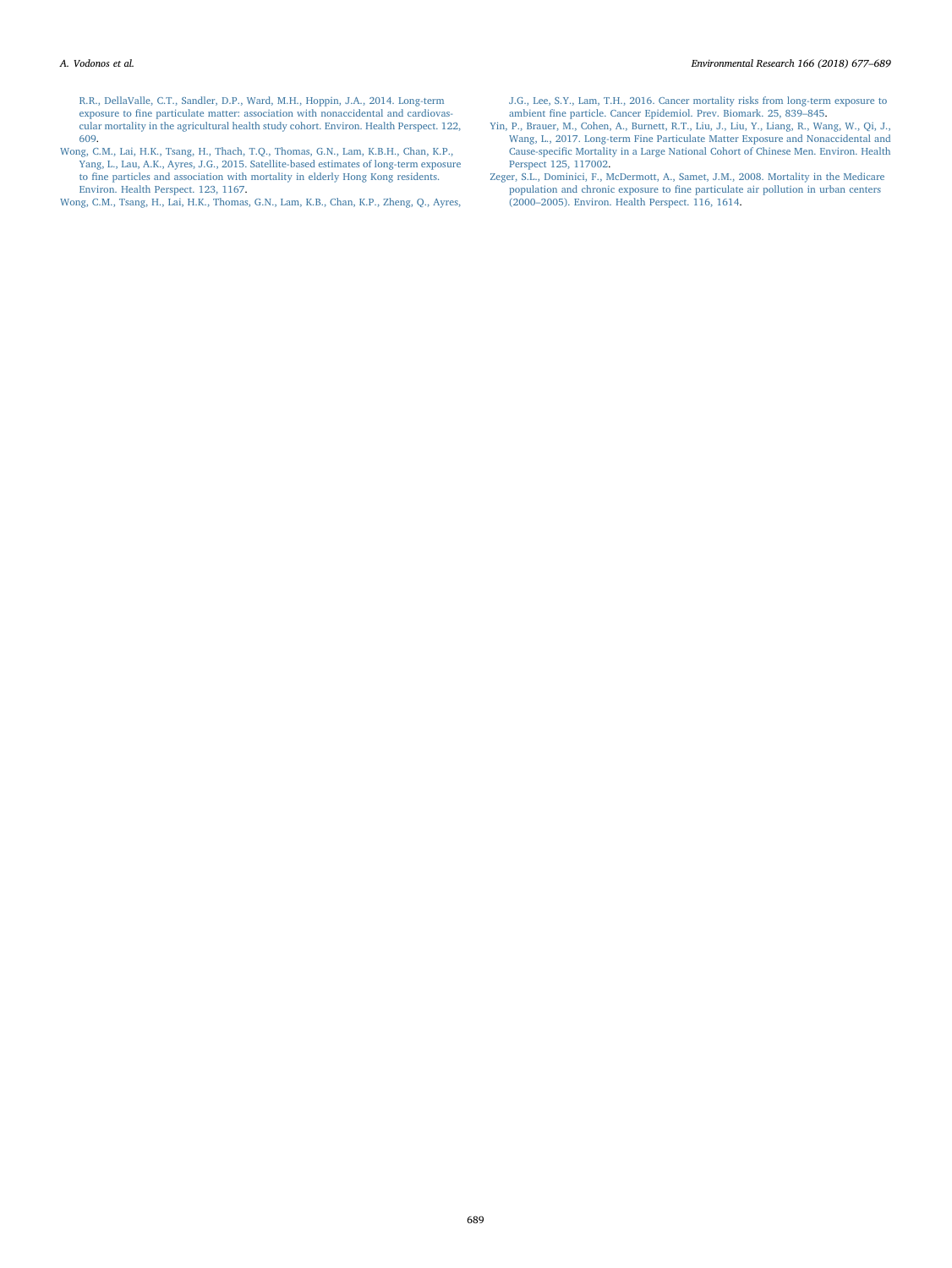R.R., DellaValle, C.T., Sandler, D.P., Ward, M.H., Hoppin, J.A., 2014. Long-term exposure to fine particulate matter: association with nonaccidental and cardiovascular mortality in the agricultural health study cohort. Environ. Health Perspect. 122, 609.

Wong, C.M., Lai, H.K., Tsang, H., Thach, T.Q., Thomas, G.N., Lam, K.B.H., Chan, K.P., Yang, L., Lau, A.K., Ayres, J.G., 2015. Satellite-based estimates of long-term exposure to fine particles and association with mortality in elderly Hong Kong residents. Environ. Health Perspect. 123, 1167.

Wong, C.M., Tsang, H., Lai, H.K., Thomas, G.N., Lam, K.B., Chan, K.P., Zheng, Q., Ayres, J.G., Lee, S.Y., Lam, T.H., 2016. Cancer mortality risks from long-term exposure to ambient fine particle. Cancer Epidemiol. Prev. Biomark. 25, 839–845.

Yin, P., Brauer, M., Cohen, A., Burnett, R.T., Liu, J., Liu, Y., Liang, R., Wang, W., Qi, J., Wang, L., 2017. Long-term Fine Particulate Matter Exposure and Nonaccidental and Cause-specific Mortality in a Large National Cohort of Chinese Men. Environ. Health Perspect 125, 117002.

Zeger, S.L., Dominici, F., McDermott, A., Samet, J.M., 2008. Mortality in the Medicare population and chronic exposure to fine particulate air pollution in urban centers (2000–2005). Environ. Health Perspect. 116, 1614.